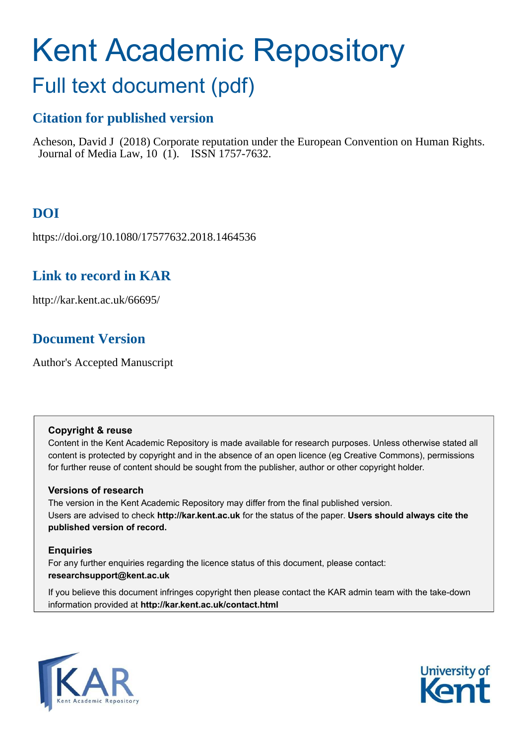# Kent Academic Repository

## Full text document (pdf)

### Citation for published version

Acheson, David J (2018) Corporate reputation under the European Convention on Human Rights. Journal of Media Law, 10 (1). ISSN 1757-7632.

### DOI

https://doi.org/10.1080/17577632.2018.1464536

### Link to record in KAR

http://kar.kent.ac.uk/66695/

### Document Version

Author's Accepted Manuscript

**Copyright & reuse**

Content in the Kent Academic Repository is made available for research purposes. Unless otherwise stated all content is protected by copyright and in the absence of an open licence (eg Creative Commons), permissions for further reuse of content should be sought from the publisher, author or other copyright holder.

**Versions of research**

The version in the Kent Academic Repository may differ from the final published version.
Users are advised to check **http://kar.kent.ac.uk** for the status of the paper. **Users should always cite the published version of record.**

**Enquiries**

For any further enquiries regarding the licence status of this document, please contact:
**researchsupport@kent.ac.uk**

If you believe this document infringes copyright then please contact the KAR admin team with the take-down information provided at **http://kar.kent.ac.uk/contact.html**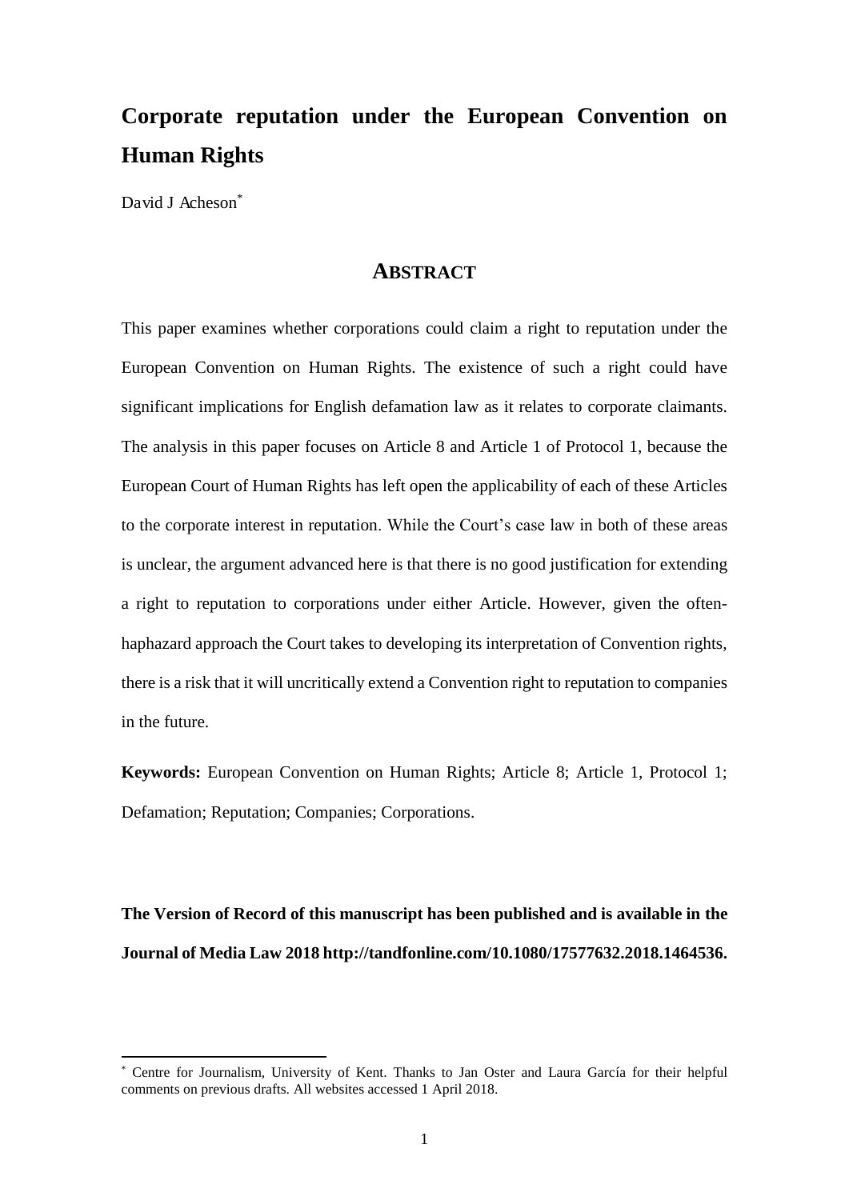# Corporate reputation under the European Convention on Human Rights

David J Acheson[*]

## ABSTRACT

This paper examines whether corporations could claim a right to reputation under the European Convention on Human Rights. The existence of such a right could have significant implications for English defamation law as it relates to corporate claimants. The analysis in this paper focuses on Article 8 and Article 1 of Protocol 1, because the European Court of Human Rights has left open the applicability of each of these Articles to the corporate interest in reputation. While the Court's case law in both of these areas is unclear, the argument advanced here is that there is no good justification for extending a right to reputation to corporations under either Article. However, given the often-haphazard approach the Court takes to developing its interpretation of Convention rights, there is a risk that it will uncritically extend a Convention right to reputation to companies in the future.

**Keywords:** European Convention on Human Rights; Article 8; Article 1, Protocol 1; Defamation; Reputation; Companies; Corporations.

**The Version of Record of this manuscript has been published and is available in the Journal of Media Law 2018 http://tandfonline.com/10.1080/17577632.2018.1464536.**

[*] Centre for Journalism, University of Kent. Thanks to Jan Oster and Laura García for their helpful comments on previous drafts. All websites accessed 1 April 2018.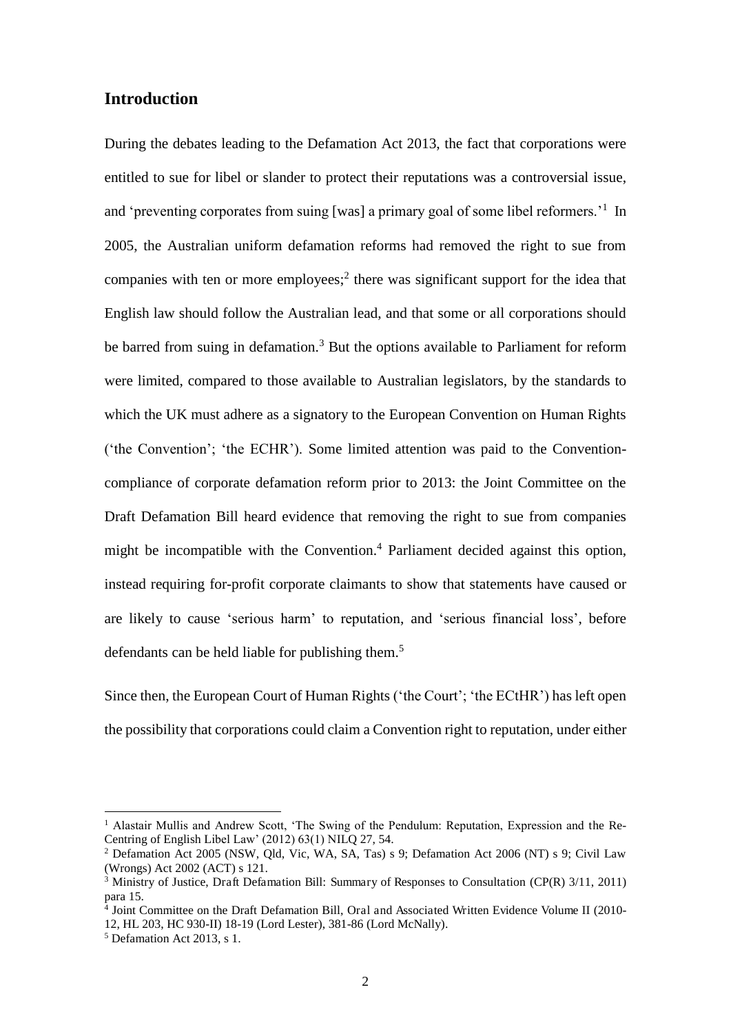## Introduction

During the debates leading to the Defamation Act 2013, the fact that corporations were entitled to sue for libel or slander to protect their reputations was a controversial issue, and 'preventing corporates from suing [was] a primary goal of some libel reformers.'[1] In 2005, the Australian uniform defamation reforms had removed the right to sue from companies with ten or more employees;[2] there was significant support for the idea that English law should follow the Australian lead, and that some or all corporations should be barred from suing in defamation.[3] But the options available to Parliament for reform were limited, compared to those available to Australian legislators, by the standards to which the UK must adhere as a signatory to the European Convention on Human Rights ('the Convention'; 'the ECHR'). Some limited attention was paid to the Convention-compliance of corporate defamation reform prior to 2013: the Joint Committee on the Draft Defamation Bill heard evidence that removing the right to sue from companies might be incompatible with the Convention.[4] Parliament decided against this option, instead requiring for-profit corporate claimants to show that statements have caused or are likely to cause 'serious harm' to reputation, and 'serious financial loss', before defendants can be held liable for publishing them.[5]

Since then, the European Court of Human Rights ('the Court'; 'the ECtHR') has left open the possibility that corporations could claim a Convention right to reputation, under either

---

[1] Alastair Mullis and Andrew Scott, 'The Swing of the Pendulum: Reputation, Expression and the Re-Centring of English Libel Law' (2012) 63(1) NILQ 27, 54.

[2] Defamation Act 2005 (NSW, Qld, Vic, WA, SA, Tas) s 9; Defamation Act 2006 (NT) s 9; Civil Law (Wrongs) Act 2002 (ACT) s 121.

[3] Ministry of Justice, Draft Defamation Bill: Summary of Responses to Consultation (CP(R) 3/11, 2011) para 15.

[4] Joint Committee on the Draft Defamation Bill, Oral and Associated Written Evidence Volume II (2010-12, HL 203, HC 930-II) 18-19 (Lord Lester), 381-86 (Lord McNally).

[5] Defamation Act 2013, s 1.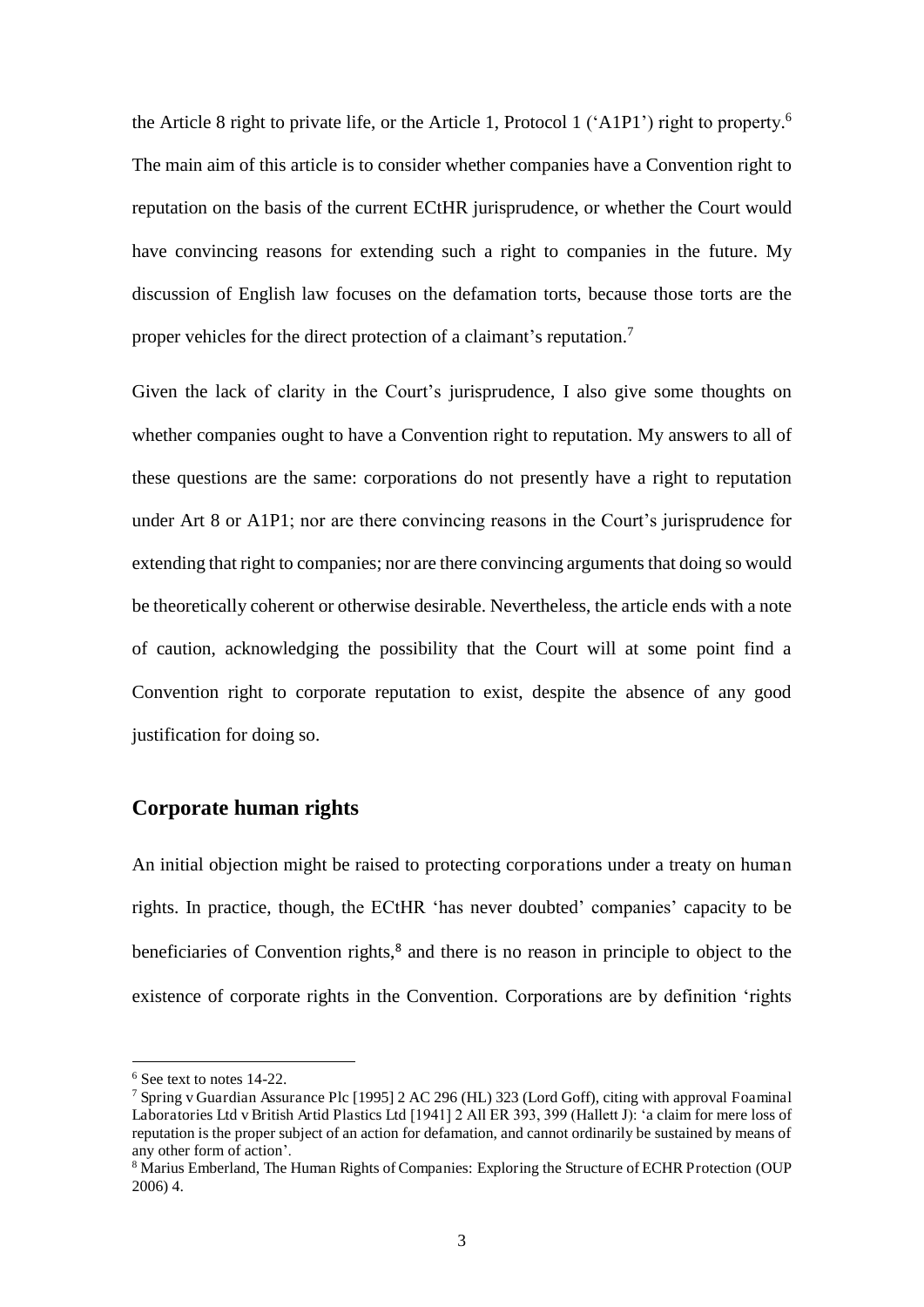the Article 8 right to private life, or the Article 1, Protocol 1 ('A1P1') right to property.[6] The main aim of this article is to consider whether companies have a Convention right to reputation on the basis of the current ECtHR jurisprudence, or whether the Court would have convincing reasons for extending such a right to companies in the future. My discussion of English law focuses on the defamation torts, because those torts are the proper vehicles for the direct protection of a claimant's reputation.[7]

Given the lack of clarity in the Court's jurisprudence, I also give some thoughts on whether companies ought to have a Convention right to reputation. My answers to all of these questions are the same: corporations do not presently have a right to reputation under Art 8 or A1P1; nor are there convincing reasons in the Court's jurisprudence for extending that right to companies; nor are there convincing arguments that doing so would be theoretically coherent or otherwise desirable. Nevertheless, the article ends with a note of caution, acknowledging the possibility that the Court will at some point find a Convention right to corporate reputation to exist, despite the absence of any good justification for doing so.

## Corporate human rights

An initial objection might be raised to protecting corporations under a treaty on human rights. In practice, though, the ECtHR 'has never doubted' companies' capacity to be beneficiaries of Convention rights,[8] and there is no reason in principle to object to the existence of corporate rights in the Convention. Corporations are by definition 'rights

---

[6] See text to notes 14-22.

[7] Spring v Guardian Assurance Plc [1995] 2 AC 296 (HL) 323 (Lord Goff), citing with approval Foaminal Laboratories Ltd v British Artid Plastics Ltd [1941] 2 All ER 393, 399 (Hallett J): 'a claim for mere loss of reputation is the proper subject of an action for defamation, and cannot ordinarily be sustained by means of any other form of action'.

[8] Marius Emberland, The Human Rights of Companies: Exploring the Structure of ECHR Protection (OUP 2006) 4.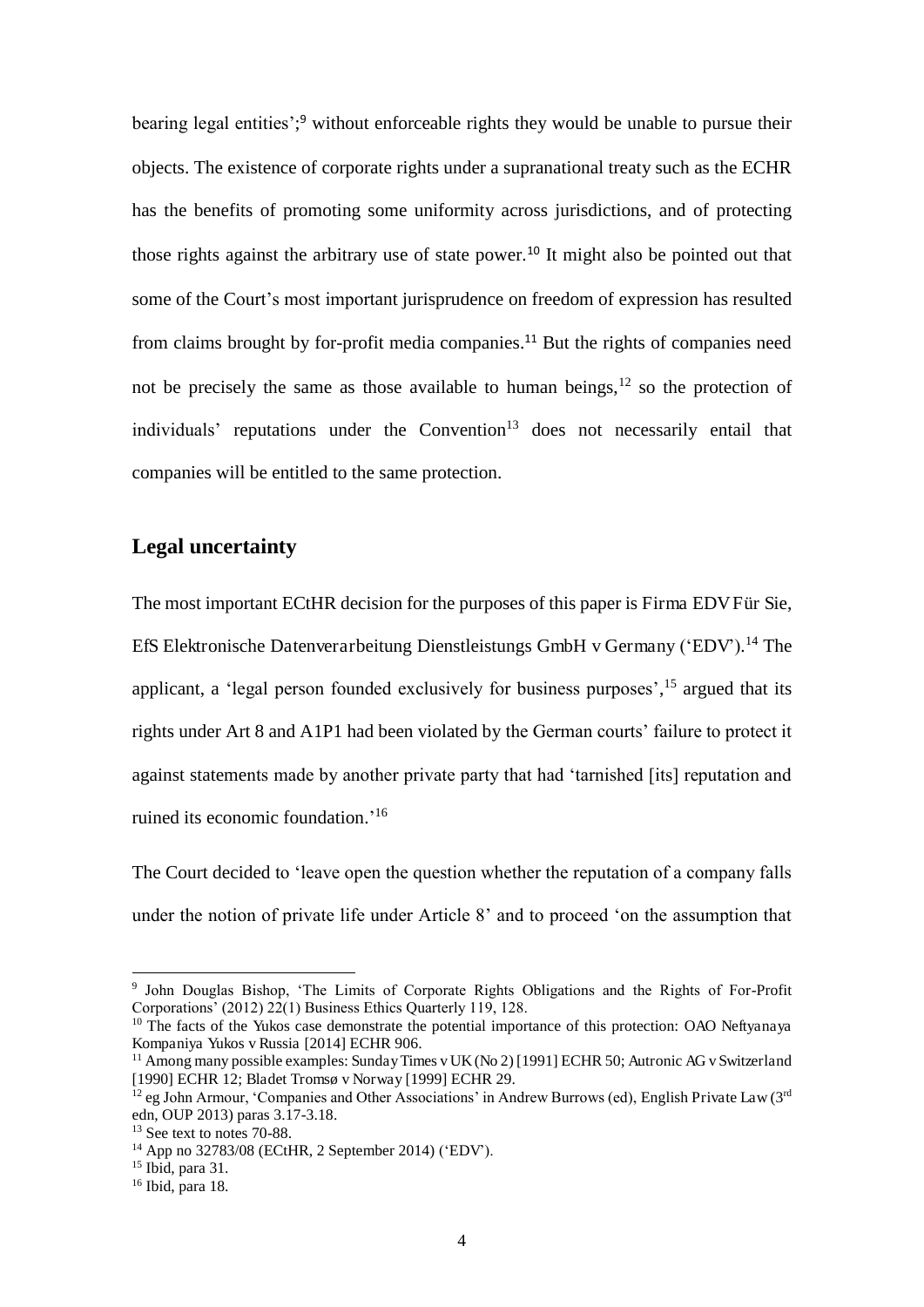bearing legal entities';[9] without enforceable rights they would be unable to pursue their objects. The existence of corporate rights under a supranational treaty such as the ECHR has the benefits of promoting some uniformity across jurisdictions, and of protecting those rights against the arbitrary use of state power.[10] It might also be pointed out that some of the Court's most important jurisprudence on freedom of expression has resulted from claims brought by for-profit media companies.[11] But the rights of companies need not be precisely the same as those available to human beings,[12] so the protection of individuals' reputations under the Convention[13] does not necessarily entail that companies will be entitled to the same protection.

## Legal uncertainty

The most important ECtHR decision for the purposes of this paper is Firma EDV Für Sie, EfS Elektronische Datenverarbeitung Dienstleistungs GmbH v Germany ('EDV').[14] The applicant, a 'legal person founded exclusively for business purposes',[15] argued that its rights under Art 8 and A1P1 had been violated by the German courts' failure to protect it against statements made by another private party that had 'tarnished [its] reputation and ruined its economic foundation.'[16]

The Court decided to 'leave open the question whether the reputation of a company falls under the notion of private life under Article 8' and to proceed 'on the assumption that

---

[9] John Douglas Bishop, 'The Limits of Corporate Rights Obligations and the Rights of For-Profit Corporations' (2012) 22(1) Business Ethics Quarterly 119, 128.

[10] The facts of the Yukos case demonstrate the potential importance of this protection: OAO Neftyanaya Kompaniya Yukos v Russia [2014] ECHR 906.

[11] Among many possible examples: Sunday Times v UK (No 2) [1991] ECHR 50; Autronic AG v Switzerland [1990] ECHR 12; Bladet Tromsø v Norway [1999] ECHR 29.

[12] eg John Armour, 'Companies and Other Associations' in Andrew Burrows (ed), English Private Law (3rd edn, OUP 2013) paras 3.17-3.18.

[13] See text to notes 70-88.

[14] App no 32783/08 (ECtHR, 2 September 2014) ('EDV').

[15] Ibid, para 31.

[16] Ibid, para 18.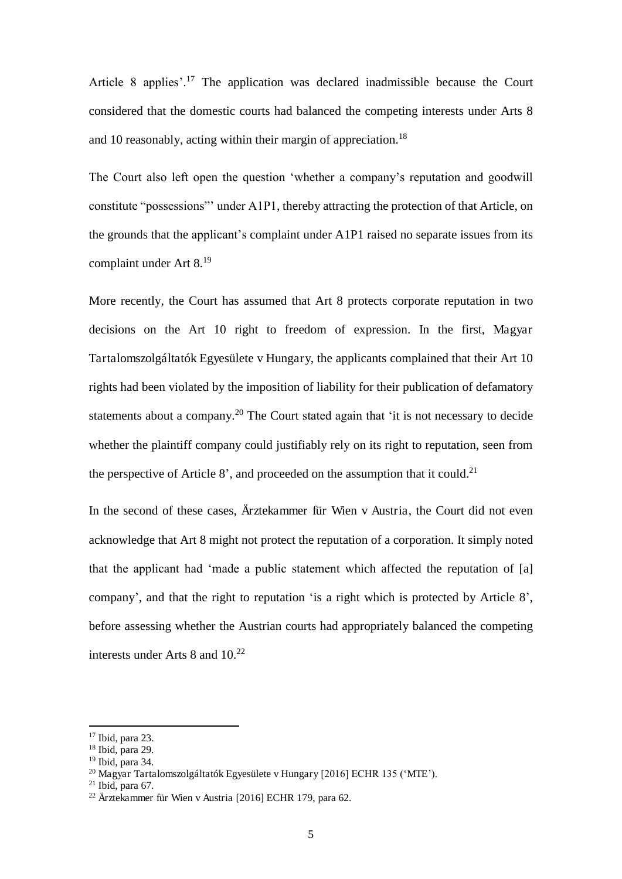Article 8 applies'.[17] The application was declared inadmissible because the Court considered that the domestic courts had balanced the competing interests under Arts 8 and 10 reasonably, acting within their margin of appreciation.[18]

The Court also left open the question 'whether a company's reputation and goodwill constitute "possessions"' under A1P1, thereby attracting the protection of that Article, on the grounds that the applicant's complaint under A1P1 raised no separate issues from its complaint under Art 8.[19]

More recently, the Court has assumed that Art 8 protects corporate reputation in two decisions on the Art 10 right to freedom of expression. In the first, Magyar Tartalomszolgáltatók Egyesülete v Hungary, the applicants complained that their Art 10 rights had been violated by the imposition of liability for their publication of defamatory statements about a company.[20] The Court stated again that 'it is not necessary to decide whether the plaintiff company could justifiably rely on its right to reputation, seen from the perspective of Article 8', and proceeded on the assumption that it could.[21]

In the second of these cases, Ärztekammer für Wien v Austria, the Court did not even acknowledge that Art 8 might not protect the reputation of a corporation. It simply noted that the applicant had 'made a public statement which affected the reputation of [a] company', and that the right to reputation 'is a right which is protected by Article 8', before assessing whether the Austrian courts had appropriately balanced the competing interests under Arts 8 and 10.[22]

---

[17] Ibid, para 23.

[18] Ibid, para 29.

[19] Ibid, para 34.

[20] Magyar Tartalomszolgáltatók Egyesülete v Hungary [2016] ECHR 135 ('MTE').

[21] Ibid, para 67.

[22] Ärztekammer für Wien v Austria [2016] ECHR 179, para 62.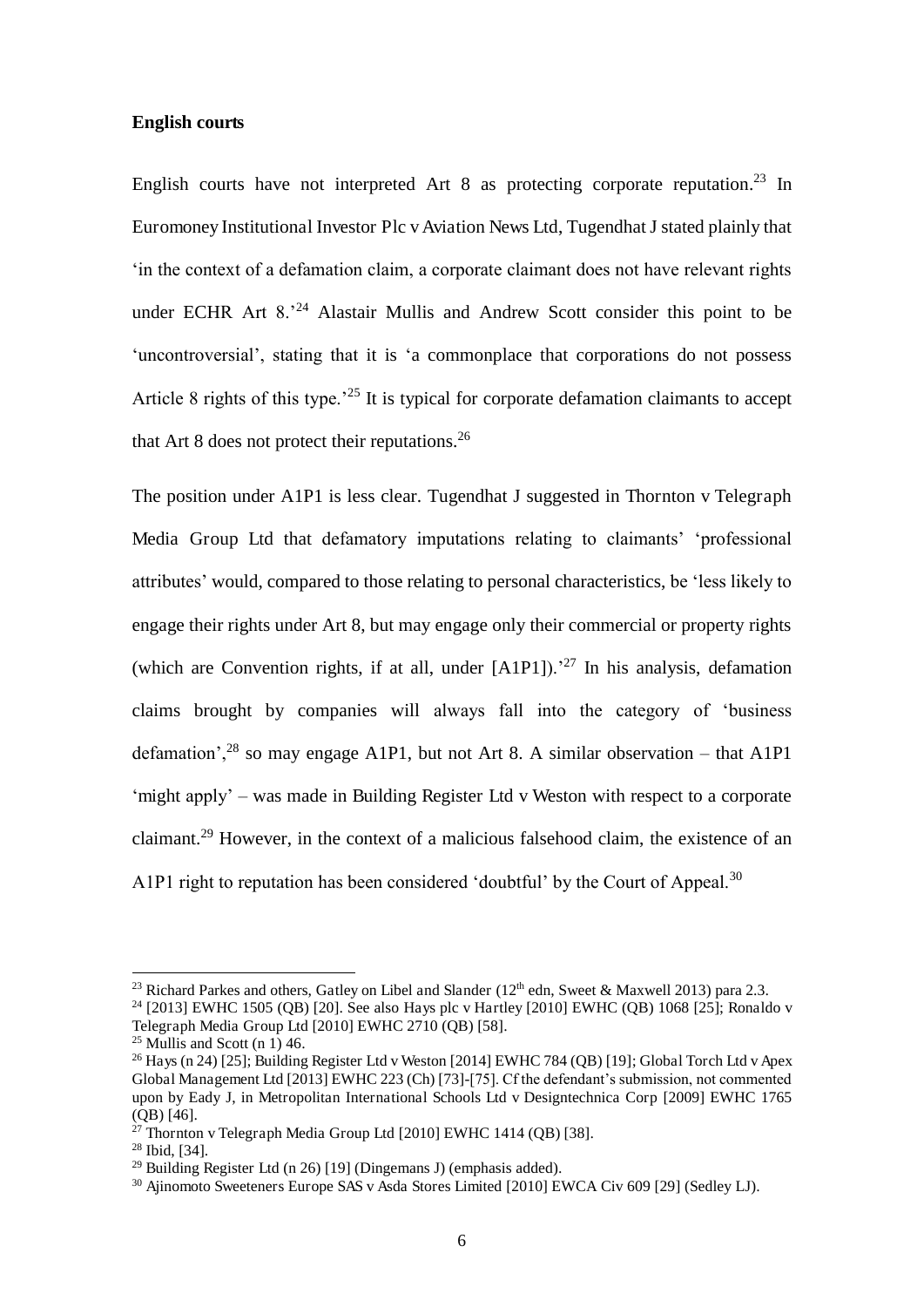**English courts**

English courts have not interpreted Art 8 as protecting corporate reputation.[23] In Euromoney Institutional Investor Plc v Aviation News Ltd, Tugendhat J stated plainly that 'in the context of a defamation claim, a corporate claimant does not have relevant rights under ECHR Art 8.'[24] Alastair Mullis and Andrew Scott consider this point to be 'uncontroversial', stating that it is 'a commonplace that corporations do not possess Article 8 rights of this type.'[25] It is typical for corporate defamation claimants to accept that Art 8 does not protect their reputations.[26]

The position under A1P1 is less clear. Tugendhat J suggested in Thornton v Telegraph Media Group Ltd that defamatory imputations relating to claimants' 'professional attributes' would, compared to those relating to personal characteristics, be 'less likely to engage their rights under Art 8, but may engage only their commercial or property rights (which are Convention rights, if at all, under [A1P1]).'[27] In his analysis, defamation claims brought by companies will always fall into the category of 'business defamation',[28] so may engage A1P1, but not Art 8. A similar observation – that A1P1 'might apply' – was made in Building Register Ltd v Weston with respect to a corporate claimant.[29] However, in the context of a malicious falsehood claim, the existence of an A1P1 right to reputation has been considered 'doubtful' by the Court of Appeal.[30]

---

[23] Richard Parkes and others, Gatley on Libel and Slander (12th edn, Sweet & Maxwell 2013) para 2.3.

[24] [2013] EWHC 1505 (QB) [20]. See also Hays plc v Hartley [2010] EWHC (QB) 1068 [25]; Ronaldo v Telegraph Media Group Ltd [2010] EWHC 2710 (QB) [58].

[25] Mullis and Scott (n 1) 46.

[26] Hays (n 24) [25]; Building Register Ltd v Weston [2014] EWHC 784 (QB) [19]; Global Torch Ltd v Apex Global Management Ltd [2013] EWHC 223 (Ch) [73]-[75]. Cf the defendant's submission, not commented upon by Eady J, in Metropolitan International Schools Ltd v Designtechnica Corp [2009] EWHC 1765 (QB) [46].

[27] Thornton v Telegraph Media Group Ltd [2010] EWHC 1414 (QB) [38].

[28] Ibid, [34].

[29] Building Register Ltd (n 26) [19] (Dingemans J) (emphasis added).

[30] Ajinomoto Sweeteners Europe SAS v Asda Stores Limited [2010] EWCA Civ 609 [29] (Sedley LJ).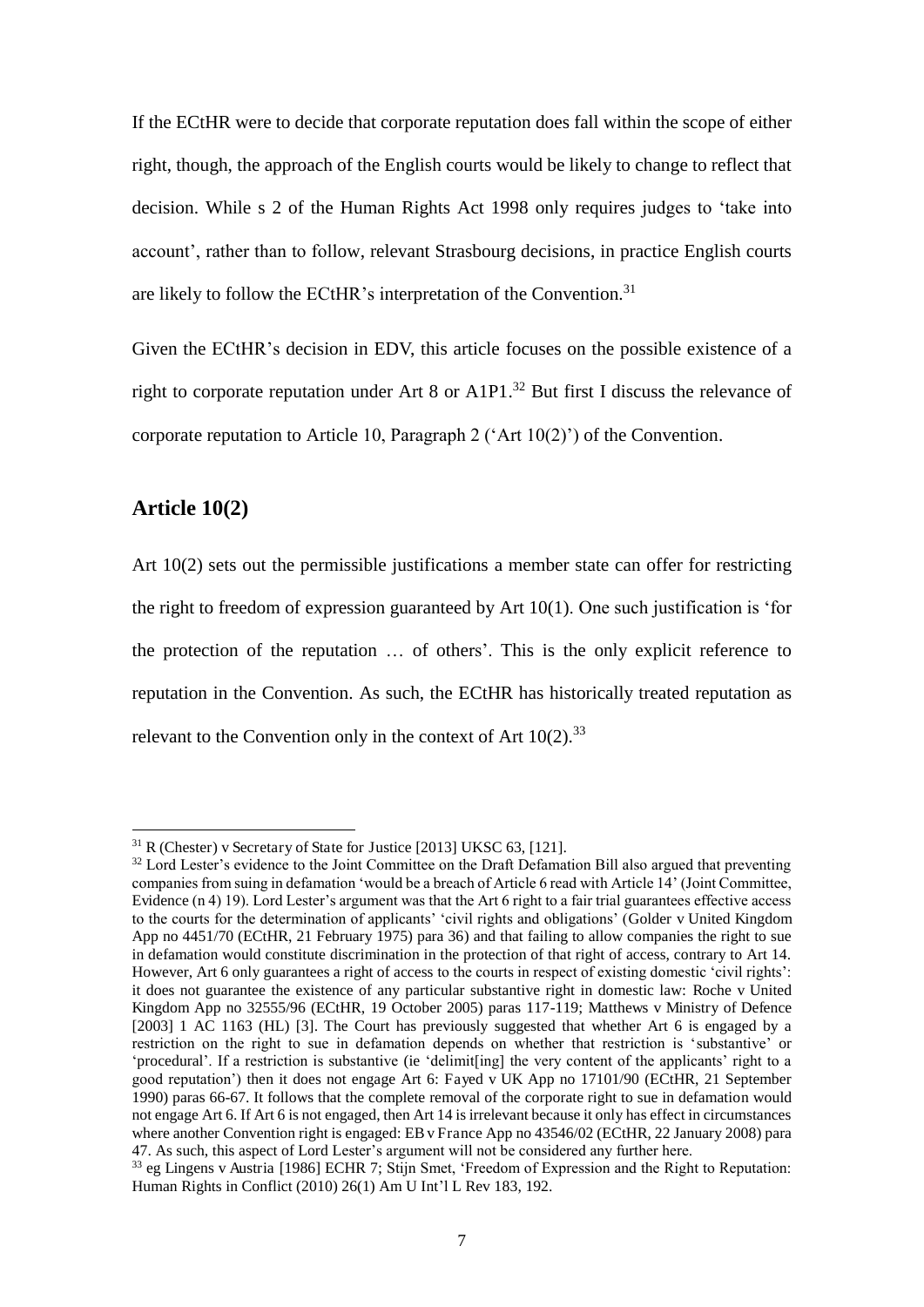If the ECtHR were to decide that corporate reputation does fall within the scope of either right, though, the approach of the English courts would be likely to change to reflect that decision. While s 2 of the Human Rights Act 1998 only requires judges to 'take into account', rather than to follow, relevant Strasbourg decisions, in practice English courts are likely to follow the ECtHR's interpretation of the Convention.[31]

Given the ECtHR's decision in EDV, this article focuses on the possible existence of a right to corporate reputation under Art 8 or A1P1.[32] But first I discuss the relevance of corporate reputation to Article 10, Paragraph 2 ('Art 10(2)') of the Convention.

## Article 10(2)

Art 10(2) sets out the permissible justifications a member state can offer for restricting the right to freedom of expression guaranteed by Art 10(1). One such justification is 'for the protection of the reputation … of others'. This is the only explicit reference to reputation in the Convention. As such, the ECtHR has historically treated reputation as relevant to the Convention only in the context of Art 10(2).[33]

---

[31] R (Chester) v Secretary of State for Justice [2013] UKSC 63, [121].

[32] Lord Lester's evidence to the Joint Committee on the Draft Defamation Bill also argued that preventing companies from suing in defamation 'would be a breach of Article 6 read with Article 14' (Joint Committee, Evidence (n 4) 19). Lord Lester's argument was that the Art 6 right to a fair trial guarantees effective access to the courts for the determination of applicants' 'civil rights and obligations' (Golder v United Kingdom App no 4451/70 (ECtHR, 21 February 1975) para 36) and that failing to allow companies the right to sue in defamation would constitute discrimination in the protection of that right of access, contrary to Art 14. However, Art 6 only guarantees a right of access to the courts in respect of existing domestic 'civil rights': it does not guarantee the existence of any particular substantive right in domestic law: Roche v United Kingdom App no 32555/96 (ECtHR, 19 October 2005) paras 117-119; Matthews v Ministry of Defence [2003] 1 AC 1163 (HL) [3]. The Court has previously suggested that whether Art 6 is engaged by a restriction on the right to sue in defamation depends on whether that restriction is 'substantive' or 'procedural'. If a restriction is substantive (ie 'delimit[ing] the very content of the applicants' right to a good reputation') then it does not engage Art 6: Fayed v UK App no 17101/90 (ECtHR, 21 September 1990) paras 66-67. It follows that the complete removal of the corporate right to sue in defamation would not engage Art 6. If Art 6 is not engaged, then Art 14 is irrelevant because it only has effect in circumstances where another Convention right is engaged: EB v France App no 43546/02 (ECtHR, 22 January 2008) para 47. As such, this aspect of Lord Lester's argument will not be considered any further here.

[33] eg Lingens v Austria [1986] ECHR 7; Stijn Smet, 'Freedom of Expression and the Right to Reputation: Human Rights in Conflict (2010) 26(1) Am U Int'l L Rev 183, 192.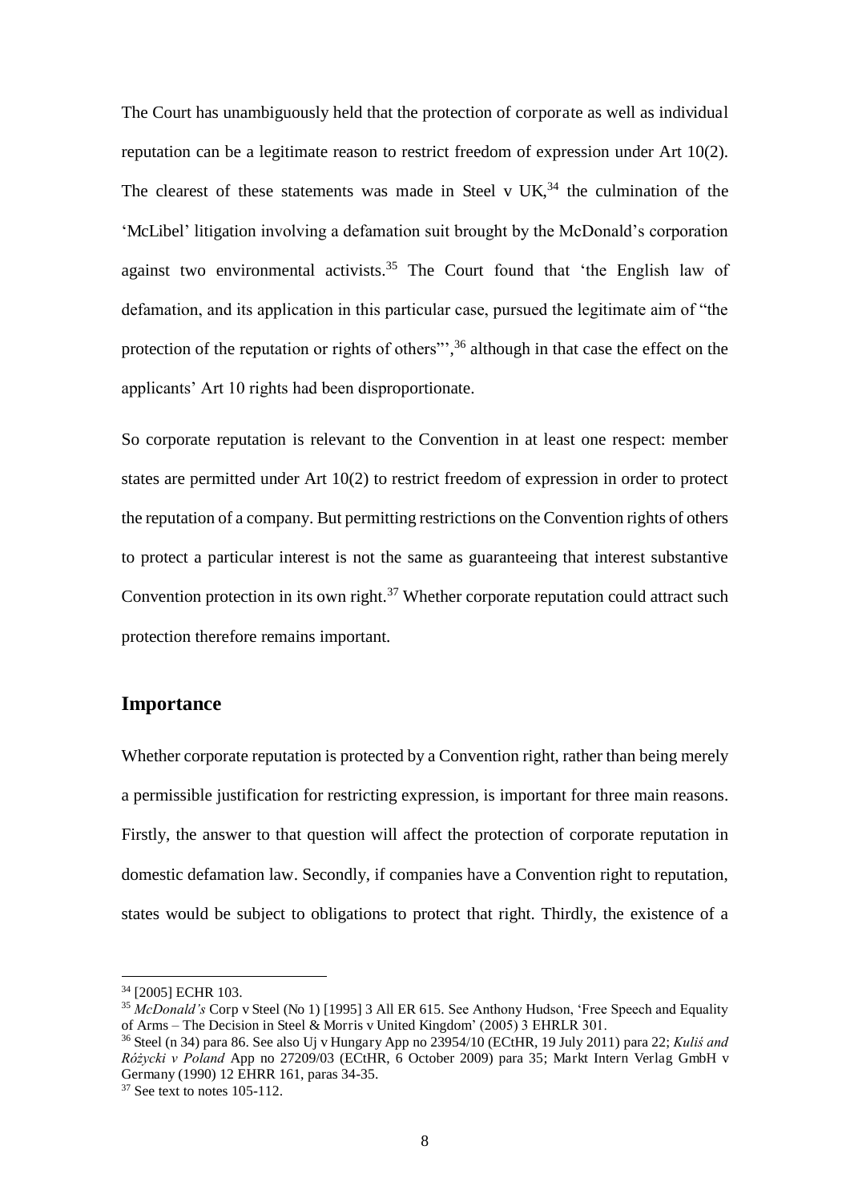The Court has unambiguously held that the protection of corporate as well as individual reputation can be a legitimate reason to restrict freedom of expression under Art 10(2). The clearest of these statements was made in Steel v UK,[34] the culmination of the 'McLibel' litigation involving a defamation suit brought by the McDonald's corporation against two environmental activists.[35] The Court found that 'the English law of defamation, and its application in this particular case, pursued the legitimate aim of "the protection of the reputation or rights of others"',[36] although in that case the effect on the applicants' Art 10 rights had been disproportionate.

So corporate reputation is relevant to the Convention in at least one respect: member states are permitted under Art 10(2) to restrict freedom of expression in order to protect the reputation of a company. But permitting restrictions on the Convention rights of others to protect a particular interest is not the same as guaranteeing that interest substantive Convention protection in its own right.[37] Whether corporate reputation could attract such protection therefore remains important.

## Importance

Whether corporate reputation is protected by a Convention right, rather than being merely a permissible justification for restricting expression, is important for three main reasons. Firstly, the answer to that question will affect the protection of corporate reputation in domestic defamation law. Secondly, if companies have a Convention right to reputation, states would be subject to obligations to protect that right. Thirdly, the existence of a

---

[34] [2005] ECHR 103.

[35] *McDonald's* Corp v Steel (No 1) [1995] 3 All ER 615. See Anthony Hudson, 'Free Speech and Equality of Arms – The Decision in Steel & Morris v United Kingdom' (2005) 3 EHRLR 301.

[36] Steel (n 34) para 86. See also Uj v Hungary App no 23954/10 (ECtHR, 19 July 2011) para 22; *Kuliś and Różycki v Poland* App no 27209/03 (ECtHR, 6 October 2009) para 35; Markt Intern Verlag GmbH v Germany (1990) 12 EHRR 161, paras 34-35.

[37] See text to notes 105-112.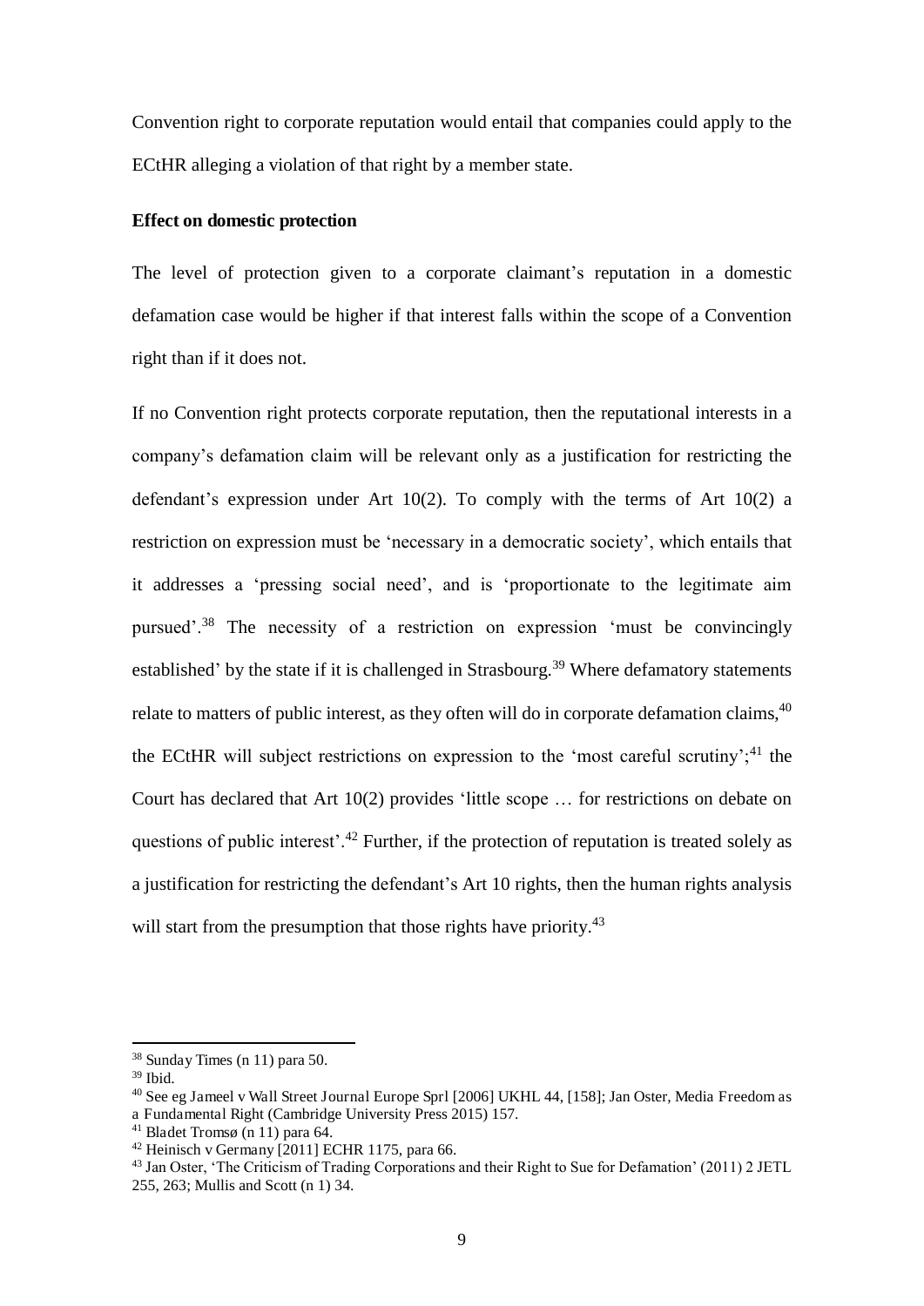Convention right to corporate reputation would entail that companies could apply to the ECtHR alleging a violation of that right by a member state.

**Effect on domestic protection**

The level of protection given to a corporate claimant's reputation in a domestic defamation case would be higher if that interest falls within the scope of a Convention right than if it does not.

If no Convention right protects corporate reputation, then the reputational interests in a company's defamation claim will be relevant only as a justification for restricting the defendant's expression under Art 10(2). To comply with the terms of Art 10(2) a restriction on expression must be 'necessary in a democratic society', which entails that it addresses a 'pressing social need', and is 'proportionate to the legitimate aim pursued'.[38] The necessity of a restriction on expression 'must be convincingly established' by the state if it is challenged in Strasbourg.[39] Where defamatory statements relate to matters of public interest, as they often will do in corporate defamation claims,[40] the ECtHR will subject restrictions on expression to the 'most careful scrutiny';[41] the Court has declared that Art 10(2) provides 'little scope … for restrictions on debate on questions of public interest'.[42] Further, if the protection of reputation is treated solely as a justification for restricting the defendant's Art 10 rights, then the human rights analysis will start from the presumption that those rights have priority.[43]

---

[38] Sunday Times (n 11) para 50.

[39] Ibid.

[40] See eg Jameel v Wall Street Journal Europe Sprl [2006] UKHL 44, [158]; Jan Oster, Media Freedom as a Fundamental Right (Cambridge University Press 2015) 157.

[41] Bladet Tromsø (n 11) para 64.

[42] Heinisch v Germany [2011] ECHR 1175, para 66.

[43] Jan Oster, 'The Criticism of Trading Corporations and their Right to Sue for Defamation' (2011) 2 JETL 255, 263; Mullis and Scott (n 1) 34.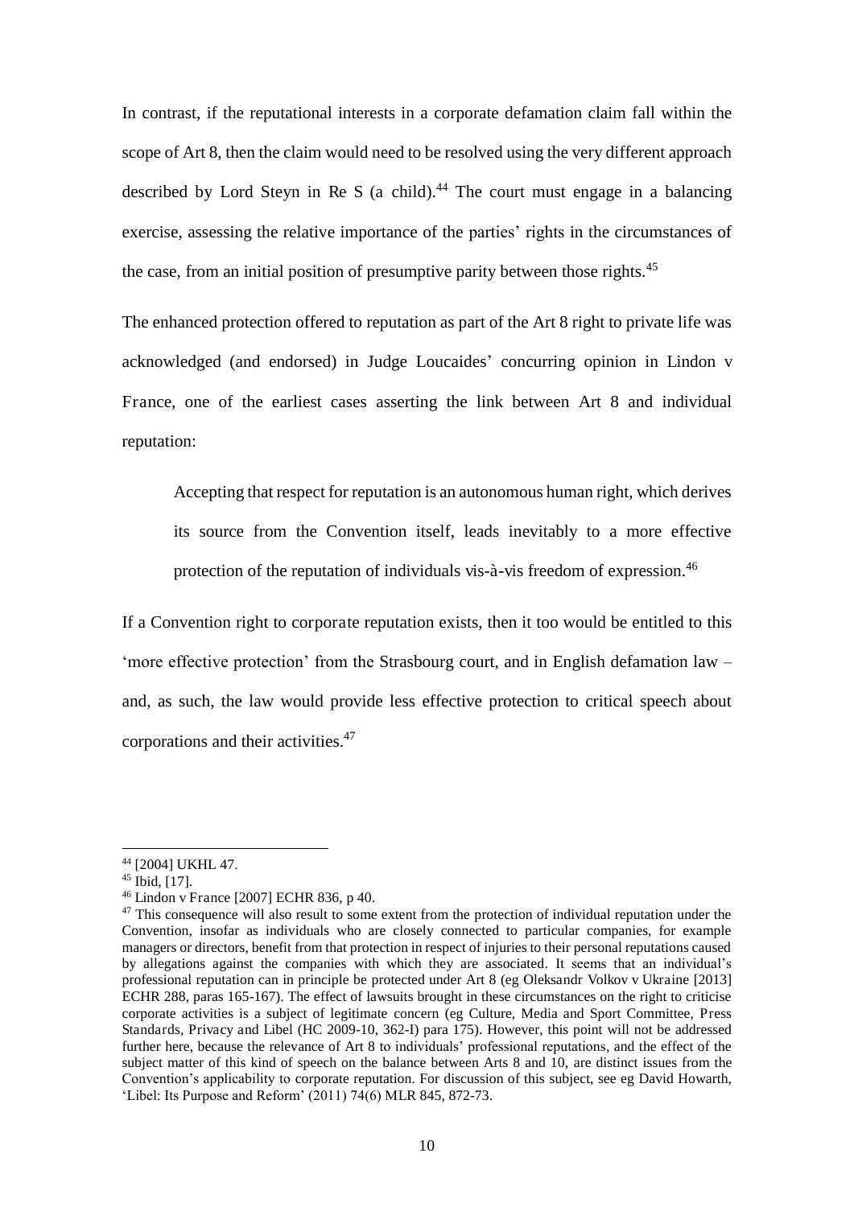In contrast, if the reputational interests in a corporate defamation claim fall within the scope of Art 8, then the claim would need to be resolved using the very different approach described by Lord Steyn in Re S (a child).[44] The court must engage in a balancing exercise, assessing the relative importance of the parties' rights in the circumstances of the case, from an initial position of presumptive parity between those rights.[45]

The enhanced protection offered to reputation as part of the Art 8 right to private life was acknowledged (and endorsed) in Judge Loucaides' concurring opinion in Lindon v France, one of the earliest cases asserting the link between Art 8 and individual reputation:

> Accepting that respect for reputation is an autonomous human right, which derives its source from the Convention itself, leads inevitably to a more effective protection of the reputation of individuals vis-à-vis freedom of expression.[46]

If a Convention right to corporate reputation exists, then it too would be entitled to this 'more effective protection' from the Strasbourg court, and in English defamation law – and, as such, the law would provide less effective protection to critical speech about corporations and their activities.[47]

---

[44] [2004] UKHL 47.

[45] Ibid, [17].

[46] Lindon v France [2007] ECHR 836, p 40.

[47] This consequence will also result to some extent from the protection of individual reputation under the Convention, insofar as individuals who are closely connected to particular companies, for example managers or directors, benefit from that protection in respect of injuries to their personal reputations caused by allegations against the companies with which they are associated. It seems that an individual's professional reputation can in principle be protected under Art 8 (eg Oleksandr Volkov v Ukraine [2013] ECHR 288, paras 165-167). The effect of lawsuits brought in these circumstances on the right to criticise corporate activities is a subject of legitimate concern (eg Culture, Media and Sport Committee, Press Standards, Privacy and Libel (HC 2009-10, 362-I) para 175). However, this point will not be addressed further here, because the relevance of Art 8 to individuals' professional reputations, and the effect of the subject matter of this kind of speech on the balance between Arts 8 and 10, are distinct issues from the Convention's applicability to corporate reputation. For discussion of this subject, see eg David Howarth, 'Libel: Its Purpose and Reform' (2011) 74(6) MLR 845, 872-73.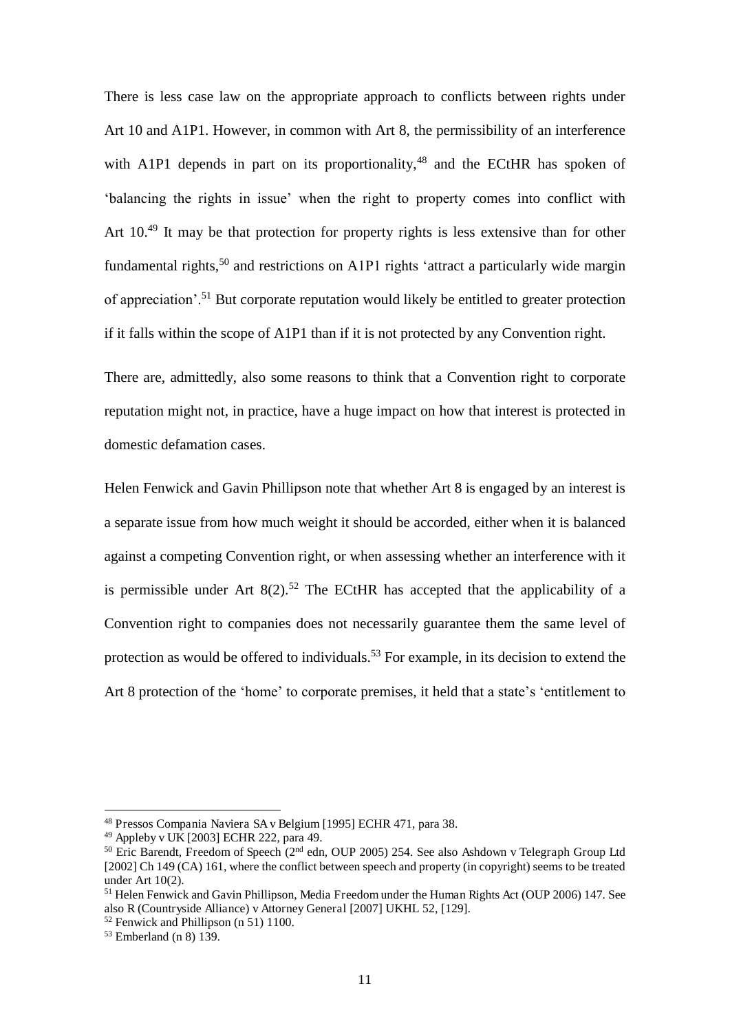There is less case law on the appropriate approach to conflicts between rights under Art 10 and A1P1. However, in common with Art 8, the permissibility of an interference with A1P1 depends in part on its proportionality,[48] and the ECtHR has spoken of 'balancing the rights in issue' when the right to property comes into conflict with Art 10.[49] It may be that protection for property rights is less extensive than for other fundamental rights,[50] and restrictions on A1P1 rights 'attract a particularly wide margin of appreciation'.[51] But corporate reputation would likely be entitled to greater protection if it falls within the scope of A1P1 than if it is not protected by any Convention right.

There are, admittedly, also some reasons to think that a Convention right to corporate reputation might not, in practice, have a huge impact on how that interest is protected in domestic defamation cases.

Helen Fenwick and Gavin Phillipson note that whether Art 8 is engaged by an interest is a separate issue from how much weight it should be accorded, either when it is balanced against a competing Convention right, or when assessing whether an interference with it is permissible under Art 8(2).[52] The ECtHR has accepted that the applicability of a Convention right to companies does not necessarily guarantee them the same level of protection as would be offered to individuals.[53] For example, in its decision to extend the Art 8 protection of the 'home' to corporate premises, it held that a state's 'entitlement to

---

[48] Pressos Compania Naviera SA v Belgium [1995] ECHR 471, para 38.

[49] Appleby v UK [2003] ECHR 222, para 49.

[50] Eric Barendt, Freedom of Speech (2nd edn, OUP 2005) 254. See also Ashdown v Telegraph Group Ltd [2002] Ch 149 (CA) 161, where the conflict between speech and property (in copyright) seems to be treated under Art 10(2).

[51] Helen Fenwick and Gavin Phillipson, Media Freedom under the Human Rights Act (OUP 2006) 147. See also R (Countryside Alliance) v Attorney General [2007] UKHL 52, [129].

[52] Fenwick and Phillipson (n 51) 1100.

[53] Emberland (n 8) 139.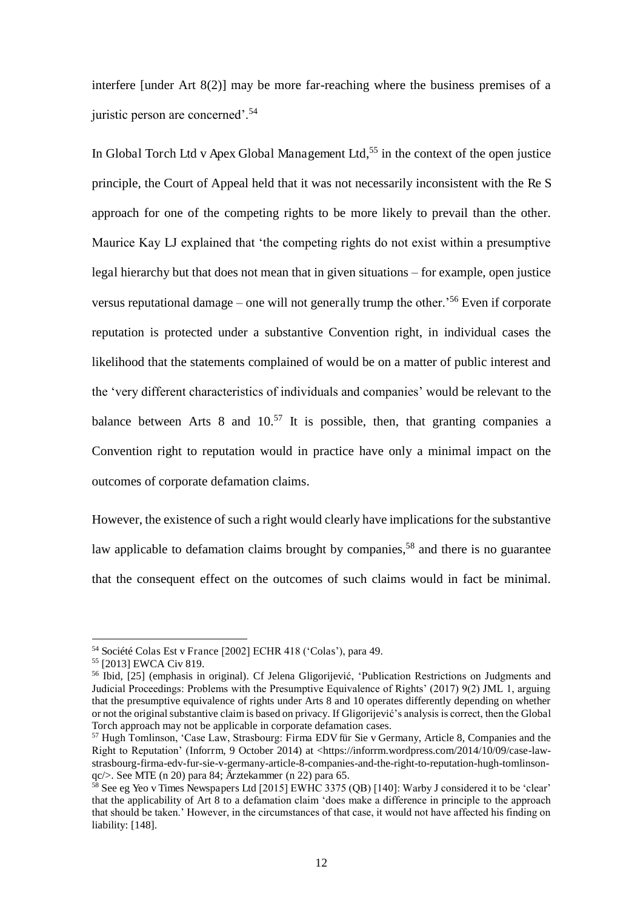interfere [under Art 8(2)] may be more far-reaching where the business premises of a juristic person are concerned'.[54]

In Global Torch Ltd v Apex Global Management Ltd,[55] in the context of the open justice principle, the Court of Appeal held that it was not necessarily inconsistent with the Re S approach for one of the competing rights to be more likely to prevail than the other. Maurice Kay LJ explained that 'the competing rights do not exist within a presumptive legal hierarchy but that does not mean that in given situations – for example, open justice versus reputational damage – one will not generally trump the other.'[56] Even if corporate reputation is protected under a substantive Convention right, in individual cases the likelihood that the statements complained of would be on a matter of public interest and the 'very different characteristics of individuals and companies' would be relevant to the balance between Arts 8 and 10.[57] It is possible, then, that granting companies a Convention right to reputation would in practice have only a minimal impact on the outcomes of corporate defamation claims.

However, the existence of such a right would clearly have implications for the substantive law applicable to defamation claims brought by companies,[58] and there is no guarantee that the consequent effect on the outcomes of such claims would in fact be minimal.

---

[54] Société Colas Est v France [2002] ECHR 418 ('Colas'), para 49.

[55] [2013] EWCA Civ 819.

[56] Ibid, [25] (emphasis in original). Cf Jelena Gligorijević, 'Publication Restrictions on Judgments and Judicial Proceedings: Problems with the Presumptive Equivalence of Rights' (2017) 9(2) JML 1, arguing that the presumptive equivalence of rights under Arts 8 and 10 operates differently depending on whether or not the original substantive claim is based on privacy. If Gligorijević's analysis is correct, then the Global Torch approach may not be applicable in corporate defamation cases.

[57] Hugh Tomlinson, 'Case Law, Strasbourg: Firma EDV für Sie v Germany, Article 8, Companies and the Right to Reputation' (Inforrm, 9 October 2014) at <https://inforrm.wordpress.com/2014/10/09/case-law-strasbourg-firma-edv-fur-sie-v-germany-article-8-companies-and-the-right-to-reputation-hugh-tomlinson-qc/>. See MTE (n 20) para 84; Ärztekammer (n 22) para 65.

[58] See eg Yeo v Times Newspapers Ltd [2015] EWHC 3375 (QB) [140]: Warby J considered it to be 'clear' that the applicability of Art 8 to a defamation claim 'does make a difference in principle to the approach that should be taken.' However, in the circumstances of that case, it would not have affected his finding on liability: [148].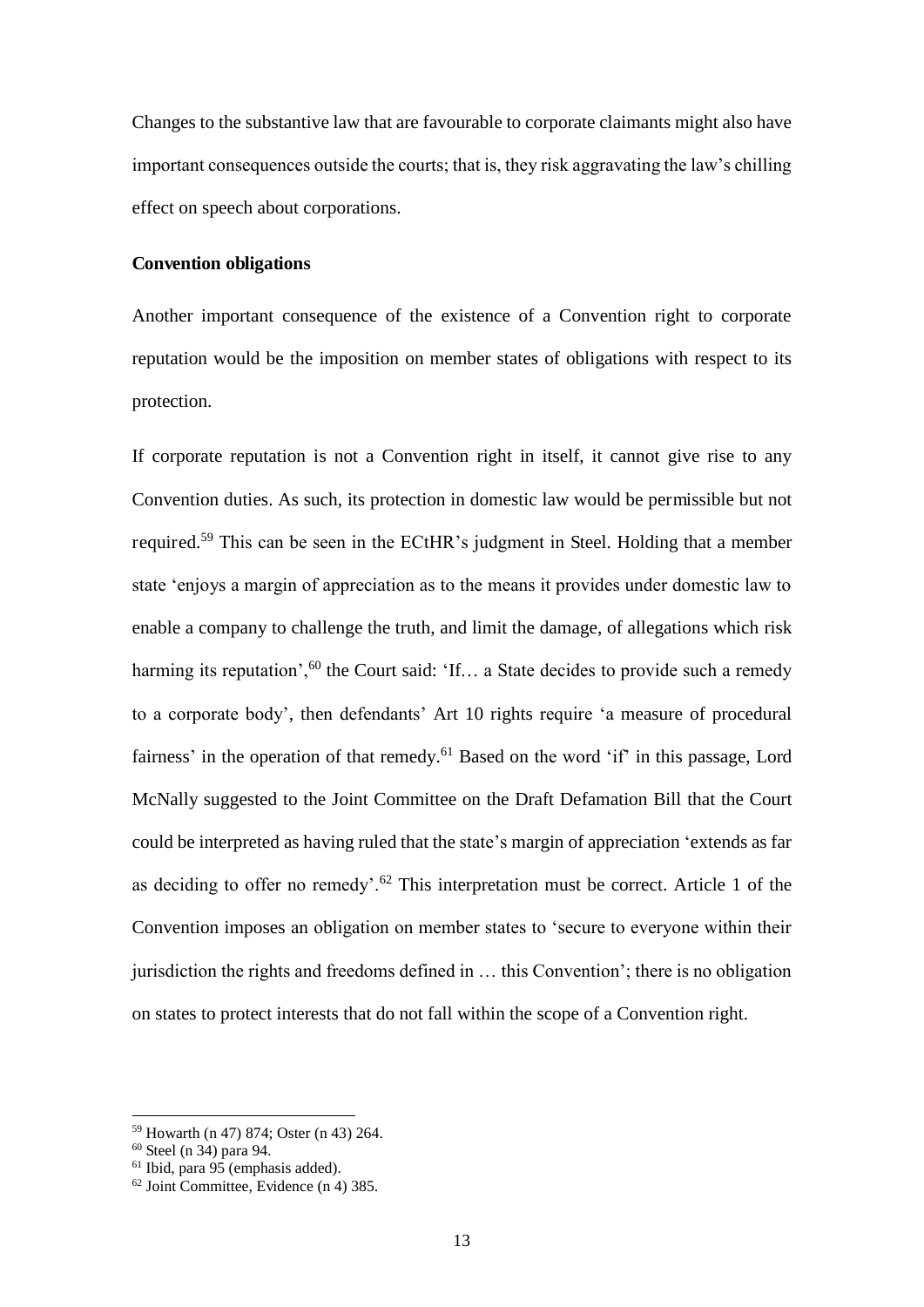Changes to the substantive law that are favourable to corporate claimants might also have important consequences outside the courts; that is, they risk aggravating the law's chilling effect on speech about corporations.

**Convention obligations**

Another important consequence of the existence of a Convention right to corporate reputation would be the imposition on member states of obligations with respect to its protection.

If corporate reputation is not a Convention right in itself, it cannot give rise to any Convention duties. As such, its protection in domestic law would be permissible but not required.[59] This can be seen in the ECtHR's judgment in Steel. Holding that a member state 'enjoys a margin of appreciation as to the means it provides under domestic law to enable a company to challenge the truth, and limit the damage, of allegations which risk harming its reputation',[60] the Court said: 'If… a State decides to provide such a remedy to a corporate body', then defendants' Art 10 rights require 'a measure of procedural fairness' in the operation of that remedy.[61] Based on the word 'if' in this passage, Lord McNally suggested to the Joint Committee on the Draft Defamation Bill that the Court could be interpreted as having ruled that the state's margin of appreciation 'extends as far as deciding to offer no remedy'.[62] This interpretation must be correct. Article 1 of the Convention imposes an obligation on member states to 'secure to everyone within their jurisdiction the rights and freedoms defined in … this Convention'; there is no obligation on states to protect interests that do not fall within the scope of a Convention right.

---

[59] Howarth (n 47) 874; Oster (n 43) 264.

[60] Steel (n 34) para 94.

[61] Ibid, para 95 (emphasis added).

[62] Joint Committee, Evidence (n 4) 385.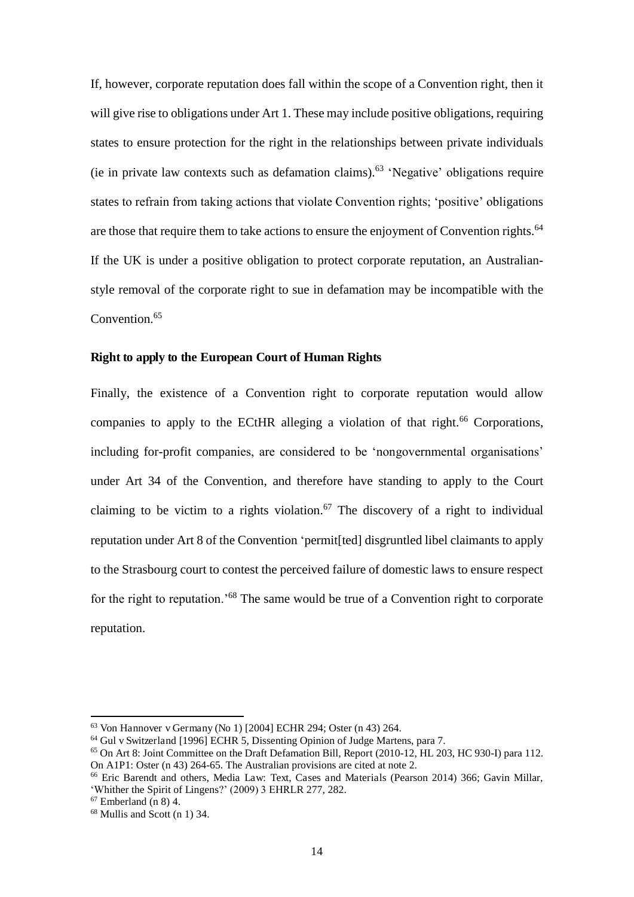If, however, corporate reputation does fall within the scope of a Convention right, then it will give rise to obligations under Art 1. These may include positive obligations, requiring states to ensure protection for the right in the relationships between private individuals (ie in private law contexts such as defamation claims).[63] 'Negative' obligations require states to refrain from taking actions that violate Convention rights; 'positive' obligations are those that require them to take actions to ensure the enjoyment of Convention rights.[64] If the UK is under a positive obligation to protect corporate reputation, an Australian-style removal of the corporate right to sue in defamation may be incompatible with the Convention.[65]

**Right to apply to the European Court of Human Rights**

Finally, the existence of a Convention right to corporate reputation would allow companies to apply to the ECtHR alleging a violation of that right.[66] Corporations, including for-profit companies, are considered to be 'nongovernmental organisations' under Art 34 of the Convention, and therefore have standing to apply to the Court claiming to be victim to a rights violation.[67] The discovery of a right to individual reputation under Art 8 of the Convention 'permit[ted] disgruntled libel claimants to apply to the Strasbourg court to contest the perceived failure of domestic laws to ensure respect for the right to reputation.'[68] The same would be true of a Convention right to corporate reputation.

---

[63] Von Hannover v Germany (No 1) [2004] ECHR 294; Oster (n 43) 264.

[64] Gul v Switzerland [1996] ECHR 5, Dissenting Opinion of Judge Martens, para 7.

[65] On Art 8: Joint Committee on the Draft Defamation Bill, Report (2010-12, HL 203, HC 930-I) para 112. On A1P1: Oster (n 43) 264-65. The Australian provisions are cited at note 2.

[66] Eric Barendt and others, Media Law: Text, Cases and Materials (Pearson 2014) 366; Gavin Millar, 'Whither the Spirit of Lingens?' (2009) 3 EHRLR 277, 282.

[67] Emberland (n 8) 4.

[68] Mullis and Scott (n 1) 34.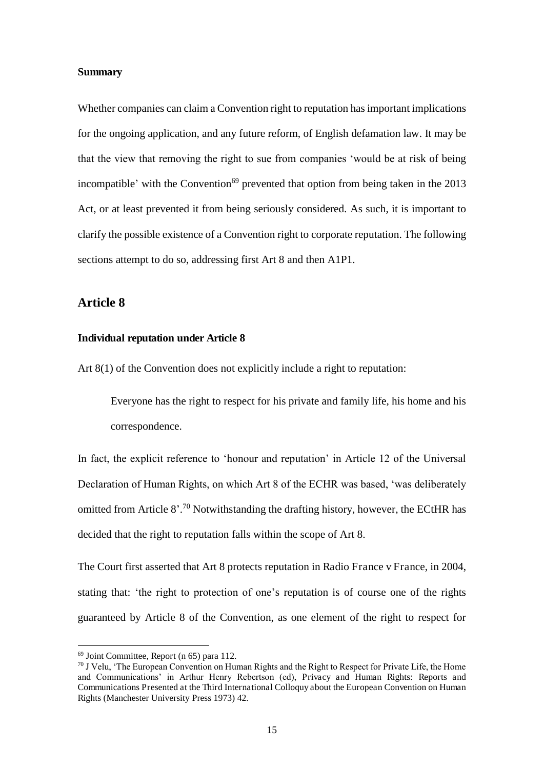**Summary**

Whether companies can claim a Convention right to reputation has important implications for the ongoing application, and any future reform, of English defamation law. It may be that the view that removing the right to sue from companies 'would be at risk of being incompatible' with the Convention[69] prevented that option from being taken in the 2013 Act, or at least prevented it from being seriously considered. As such, it is important to clarify the possible existence of a Convention right to corporate reputation. The following sections attempt to do so, addressing first Art 8 and then A1P1.

## Article 8

**Individual reputation under Article 8**

Art 8(1) of the Convention does not explicitly include a right to reputation:

> Everyone has the right to respect for his private and family life, his home and his correspondence.

In fact, the explicit reference to 'honour and reputation' in Article 12 of the Universal Declaration of Human Rights, on which Art 8 of the ECHR was based, 'was deliberately omitted from Article 8'.[70] Notwithstanding the drafting history, however, the ECtHR has decided that the right to reputation falls within the scope of Art 8.

The Court first asserted that Art 8 protects reputation in Radio France v France, in 2004, stating that: 'the right to protection of one's reputation is of course one of the rights guaranteed by Article 8 of the Convention, as one element of the right to respect for

[69] Joint Committee, Report (n 65) para 112.

[70] J Velu, 'The European Convention on Human Rights and the Right to Respect for Private Life, the Home and Communications' in Arthur Henry Robertson (ed), Privacy and Human Rights: Reports and Communications Presented at the Third International Colloquy about the European Convention on Human Rights (Manchester University Press 1973) 42.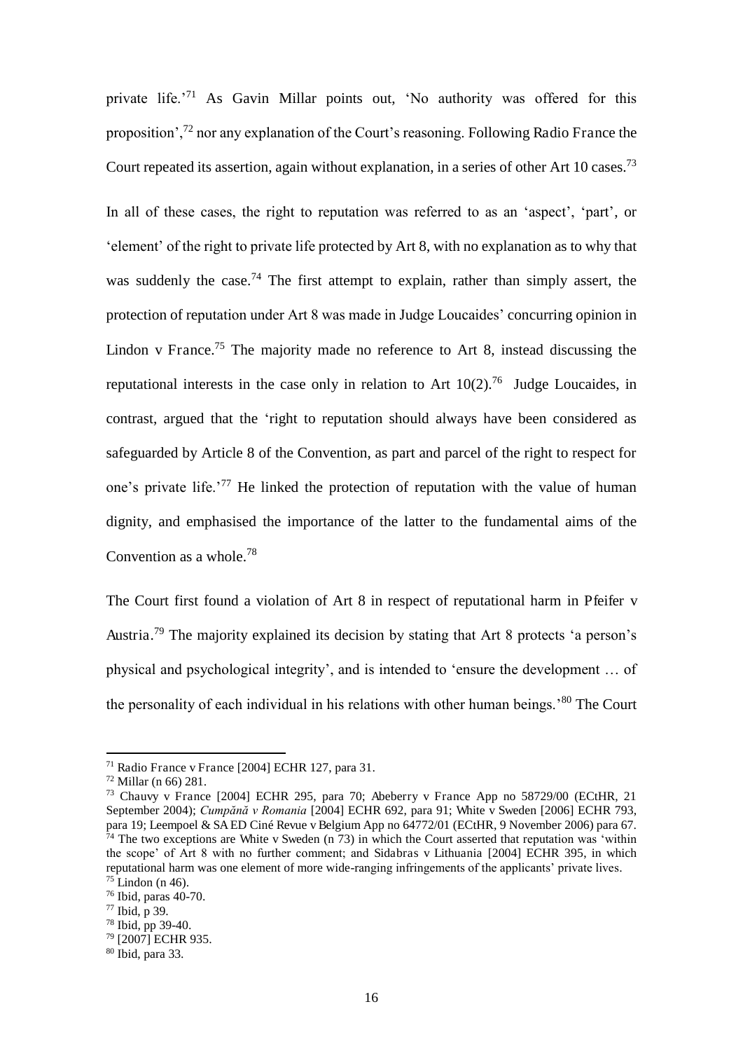private life.'[71] As Gavin Millar points out, 'No authority was offered for this proposition',[72] nor any explanation of the Court's reasoning. Following Radio France the Court repeated its assertion, again without explanation, in a series of other Art 10 cases.[73]

In all of these cases, the right to reputation was referred to as an 'aspect', 'part', or 'element' of the right to private life protected by Art 8, with no explanation as to why that was suddenly the case.[74] The first attempt to explain, rather than simply assert, the protection of reputation under Art 8 was made in Judge Loucaides' concurring opinion in Lindon v France.[75] The majority made no reference to Art 8, instead discussing the reputational interests in the case only in relation to Art 10(2).[76] Judge Loucaides, in contrast, argued that the 'right to reputation should always have been considered as safeguarded by Article 8 of the Convention, as part and parcel of the right to respect for one's private life.'[77] He linked the protection of reputation with the value of human dignity, and emphasised the importance of the latter to the fundamental aims of the Convention as a whole.[78]

The Court first found a violation of Art 8 in respect of reputational harm in Pfeifer v Austria.[79] The majority explained its decision by stating that Art 8 protects 'a person's physical and psychological integrity', and is intended to 'ensure the development … of the personality of each individual in his relations with other human beings.'[80] The Court

---

[71] Radio France v France [2004] ECHR 127, para 31.

[72] Millar (n 66) 281.

[73] Chauvy v France [2004] ECHR 295, para 70; Abeberry v France App no 58729/00 (ECtHR, 21 September 2004); *Cumpănă v Romania* [2004] ECHR 692, para 91; White v Sweden [2006] ECHR 793, para 19; Leempoel & SA ED Ciné Revue v Belgium App no 64772/01 (ECtHR, 9 November 2006) para 67.

[74] The two exceptions are White v Sweden (n 73) in which the Court asserted that reputation was 'within the scope' of Art 8 with no further comment; and Sidabras v Lithuania [2004] ECHR 395, in which reputational harm was one element of more wide-ranging infringements of the applicants' private lives.

[75] Lindon (n 46).

[76] Ibid, paras 40-70.

[77] Ibid, p 39.

[78] Ibid, pp 39-40.

[79] [2007] ECHR 935.

[80] Ibid, para 33.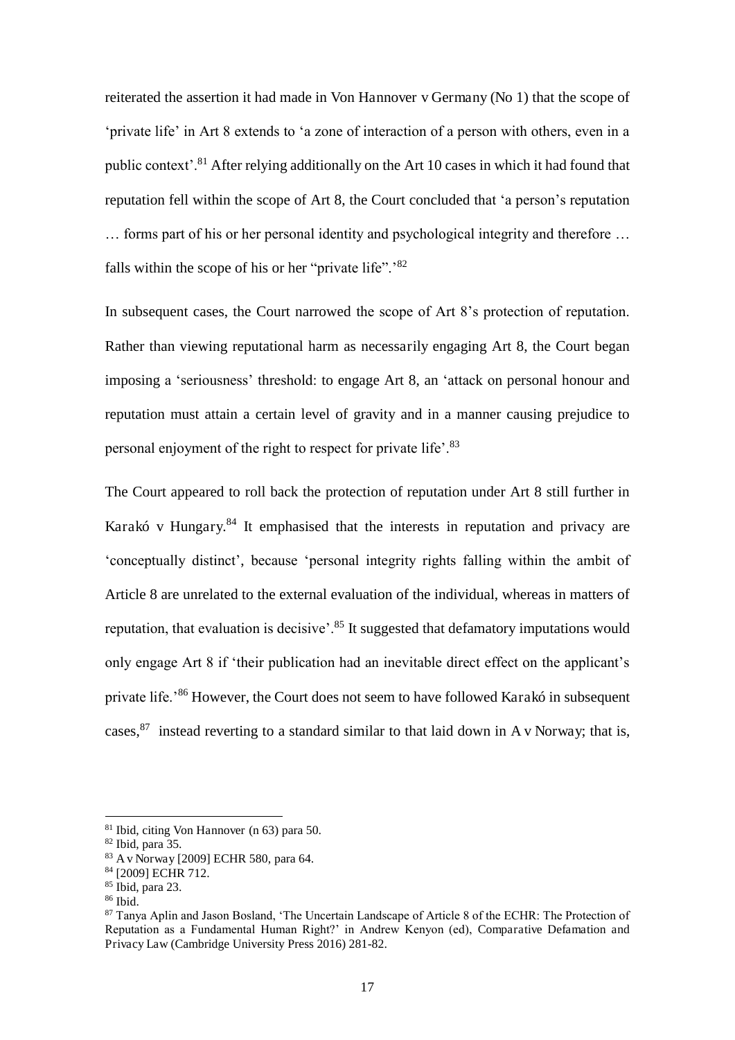reiterated the assertion it had made in Von Hannover v Germany (No 1) that the scope of 'private life' in Art 8 extends to 'a zone of interaction of a person with others, even in a public context'.[81] After relying additionally on the Art 10 cases in which it had found that reputation fell within the scope of Art 8, the Court concluded that 'a person's reputation … forms part of his or her personal identity and psychological integrity and therefore … falls within the scope of his or her "private life".'[82]

In subsequent cases, the Court narrowed the scope of Art 8's protection of reputation. Rather than viewing reputational harm as necessarily engaging Art 8, the Court began imposing a 'seriousness' threshold: to engage Art 8, an 'attack on personal honour and reputation must attain a certain level of gravity and in a manner causing prejudice to personal enjoyment of the right to respect for private life'.[83]

The Court appeared to roll back the protection of reputation under Art 8 still further in Karakó v Hungary.[84] It emphasised that the interests in reputation and privacy are 'conceptually distinct', because 'personal integrity rights falling within the ambit of Article 8 are unrelated to the external evaluation of the individual, whereas in matters of reputation, that evaluation is decisive'.[85] It suggested that defamatory imputations would only engage Art 8 if 'their publication had an inevitable direct effect on the applicant's private life.'[86] However, the Court does not seem to have followed Karakó in subsequent cases,[87] instead reverting to a standard similar to that laid down in A v Norway; that is,

---

[81] Ibid, citing Von Hannover (n 63) para 50.

[82] Ibid, para 35.

[83] A v Norway [2009] ECHR 580, para 64.

[84] [2009] ECHR 712.

[85] Ibid, para 23.

[86] Ibid.

[87] Tanya Aplin and Jason Bosland, 'The Uncertain Landscape of Article 8 of the ECHR: The Protection of Reputation as a Fundamental Human Right?' in Andrew Kenyon (ed), Comparative Defamation and Privacy Law (Cambridge University Press 2016) 281-82.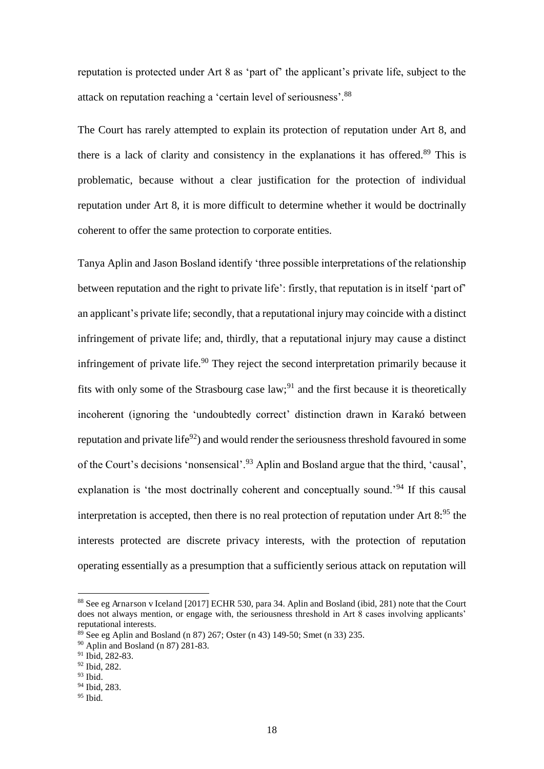reputation is protected under Art 8 as 'part of' the applicant's private life, subject to the attack on reputation reaching a 'certain level of seriousness'.[88]

The Court has rarely attempted to explain its protection of reputation under Art 8, and there is a lack of clarity and consistency in the explanations it has offered.[89] This is problematic, because without a clear justification for the protection of individual reputation under Art 8, it is more difficult to determine whether it would be doctrinally coherent to offer the same protection to corporate entities.

Tanya Aplin and Jason Bosland identify 'three possible interpretations of the relationship between reputation and the right to private life': firstly, that reputation is in itself 'part of' an applicant's private life; secondly, that a reputational injury may coincide with a distinct infringement of private life; and, thirdly, that a reputational injury may cause a distinct infringement of private life.[90] They reject the second interpretation primarily because it fits with only some of the Strasbourg case law;[91] and the first because it is theoretically incoherent (ignoring the 'undoubtedly correct' distinction drawn in Karakó between reputation and private life[92]) and would render the seriousness threshold favoured in some of the Court's decisions 'nonsensical'.[93] Aplin and Bosland argue that the third, 'causal', explanation is 'the most doctrinally coherent and conceptually sound.'[94] If this causal interpretation is accepted, then there is no real protection of reputation under Art 8:[95] the interests protected are discrete privacy interests, with the protection of reputation operating essentially as a presumption that a sufficiently serious attack on reputation will

---

[88] See eg Arnarson v Iceland [2017] ECHR 530, para 34. Aplin and Bosland (ibid, 281) note that the Court does not always mention, or engage with, the seriousness threshold in Art 8 cases involving applicants' reputational interests.

[89] See eg Aplin and Bosland (n 87) 267; Oster (n 43) 149-50; Smet (n 33) 235.

[90] Aplin and Bosland (n 87) 281-83.

[91] Ibid, 282-83.

[92] Ibid, 282.

[93] Ibid.

[94] Ibid, 283.

[95] Ibid.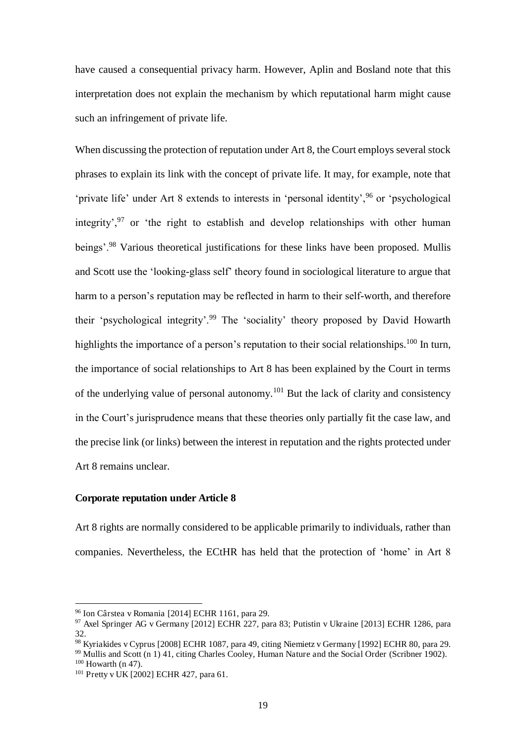have caused a consequential privacy harm. However, Aplin and Bosland note that this interpretation does not explain the mechanism by which reputational harm might cause such an infringement of private life.

When discussing the protection of reputation under Art 8, the Court employs several stock phrases to explain its link with the concept of private life. It may, for example, note that 'private life' under Art 8 extends to interests in 'personal identity',[96] or 'psychological integrity',[97] or 'the right to establish and develop relationships with other human beings'.[98] Various theoretical justifications for these links have been proposed. Mullis and Scott use the 'looking-glass self' theory found in sociological literature to argue that harm to a person's reputation may be reflected in harm to their self-worth, and therefore their 'psychological integrity'.[99] The 'sociality' theory proposed by David Howarth highlights the importance of a person's reputation to their social relationships.[100] In turn, the importance of social relationships to Art 8 has been explained by the Court in terms of the underlying value of personal autonomy.[101] But the lack of clarity and consistency in the Court's jurisprudence means that these theories only partially fit the case law, and the precise link (or links) between the interest in reputation and the rights protected under Art 8 remains unclear.

**Corporate reputation under Article 8**

Art 8 rights are normally considered to be applicable primarily to individuals, rather than companies. Nevertheless, the ECtHR has held that the protection of 'home' in Art 8

[96] Ion Cârstea v Romania [2014] ECHR 1161, para 29.

[97] Axel Springer AG v Germany [2012] ECHR 227, para 83; Putistin v Ukraine [2013] ECHR 1286, para 32.

[98] Kyriakides v Cyprus [2008] ECHR 1087, para 49, citing Niemietz v Germany [1992] ECHR 80, para 29.

[99] Mullis and Scott (n 1) 41, citing Charles Cooley, Human Nature and the Social Order (Scribner 1902).

[100] Howarth (n 47).

[101] Pretty v UK [2002] ECHR 427, para 61.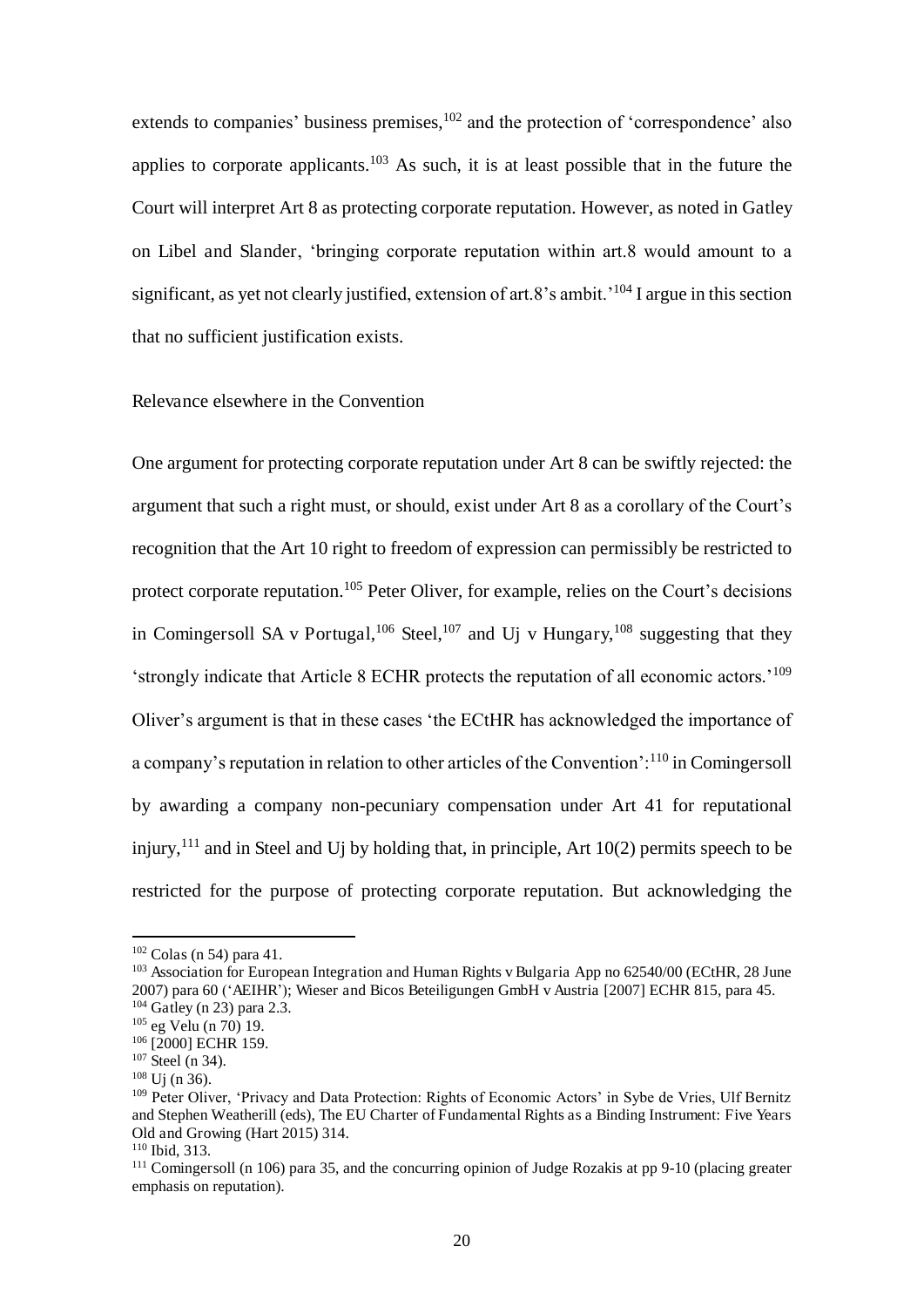extends to companies' business premises,[102] and the protection of 'correspondence' also applies to corporate applicants.[103] As such, it is at least possible that in the future the Court will interpret Art 8 as protecting corporate reputation. However, as noted in Gatley on Libel and Slander, 'bringing corporate reputation within art.8 would amount to a significant, as yet not clearly justified, extension of art.8's ambit.'[104] I argue in this section that no sufficient justification exists.

### Relevance elsewhere in the Convention

One argument for protecting corporate reputation under Art 8 can be swiftly rejected: the argument that such a right must, or should, exist under Art 8 as a corollary of the Court's recognition that the Art 10 right to freedom of expression can permissibly be restricted to protect corporate reputation.[105] Peter Oliver, for example, relies on the Court's decisions in Comingersoll SA v Portugal,[106] Steel,[107] and Uj v Hungary,[108] suggesting that they 'strongly indicate that Article 8 ECHR protects the reputation of all economic actors.'[109] Oliver's argument is that in these cases 'the ECtHR has acknowledged the importance of a company's reputation in relation to other articles of the Convention':[110] in Comingersoll by awarding a company non-pecuniary compensation under Art 41 for reputational injury,[111] and in Steel and Uj by holding that, in principle, Art 10(2) permits speech to be restricted for the purpose of protecting corporate reputation. But acknowledging the

---

[102] Colas (n 54) para 41.

[103] Association for European Integration and Human Rights v Bulgaria App no 62540/00 (ECtHR, 28 June 2007) para 60 ('AEIHR'); Wieser and Bicos Beteiligungen GmbH v Austria [2007] ECHR 815, para 45.

[104] Gatley (n 23) para 2.3.

[105] eg Velu (n 70) 19.

[106] [2000] ECHR 159.

[107] Steel (n 34).

[108] Uj (n 36).

[109] Peter Oliver, 'Privacy and Data Protection: Rights of Economic Actors' in Sybe de Vries, Ulf Bernitz and Stephen Weatherill (eds), The EU Charter of Fundamental Rights as a Binding Instrument: Five Years Old and Growing (Hart 2015) 314.

[110] Ibid, 313.

[111] Comingersoll (n 106) para 35, and the concurring opinion of Judge Rozakis at pp 9-10 (placing greater emphasis on reputation).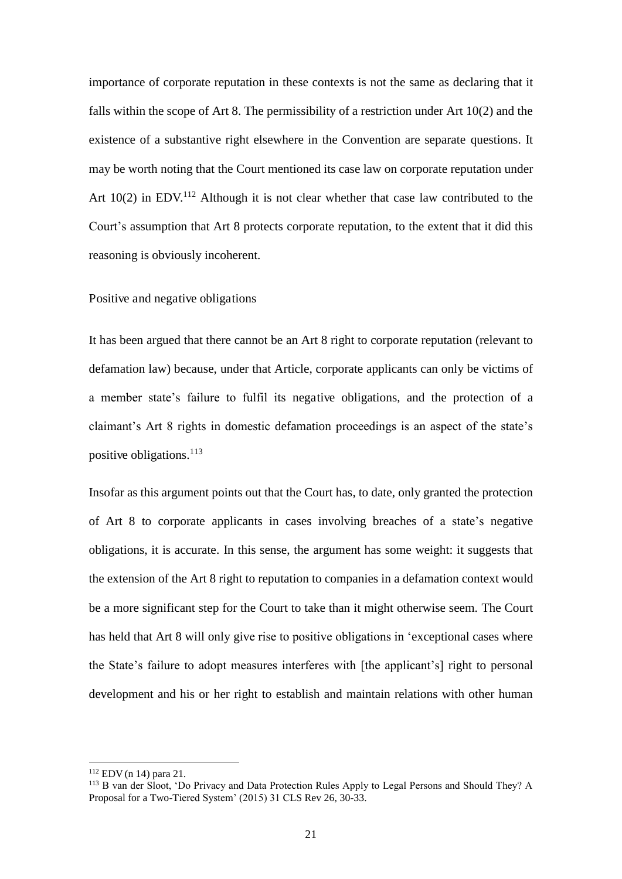importance of corporate reputation in these contexts is not the same as declaring that it falls within the scope of Art 8. The permissibility of a restriction under Art 10(2) and the existence of a substantive right elsewhere in the Convention are separate questions. It may be worth noting that the Court mentioned its case law on corporate reputation under Art 10(2) in EDV.[112] Although it is not clear whether that case law contributed to the Court's assumption that Art 8 protects corporate reputation, to the extent that it did this reasoning is obviously incoherent.

### Positive and negative obligations

It has been argued that there cannot be an Art 8 right to corporate reputation (relevant to defamation law) because, under that Article, corporate applicants can only be victims of a member state's failure to fulfil its negative obligations, and the protection of a claimant's Art 8 rights in domestic defamation proceedings is an aspect of the state's positive obligations.[113]

Insofar as this argument points out that the Court has, to date, only granted the protection of Art 8 to corporate applicants in cases involving breaches of a state's negative obligations, it is accurate. In this sense, the argument has some weight: it suggests that the extension of the Art 8 right to reputation to companies in a defamation context would be a more significant step for the Court to take than it might otherwise seem. The Court has held that Art 8 will only give rise to positive obligations in 'exceptional cases where the State's failure to adopt measures interferes with [the applicant's] right to personal development and his or her right to establish and maintain relations with other human

[112] EDV (n 14) para 21.

[113] B van der Sloot, 'Do Privacy and Data Protection Rules Apply to Legal Persons and Should They? A Proposal for a Two-Tiered System' (2015) 31 CLS Rev 26, 30-33.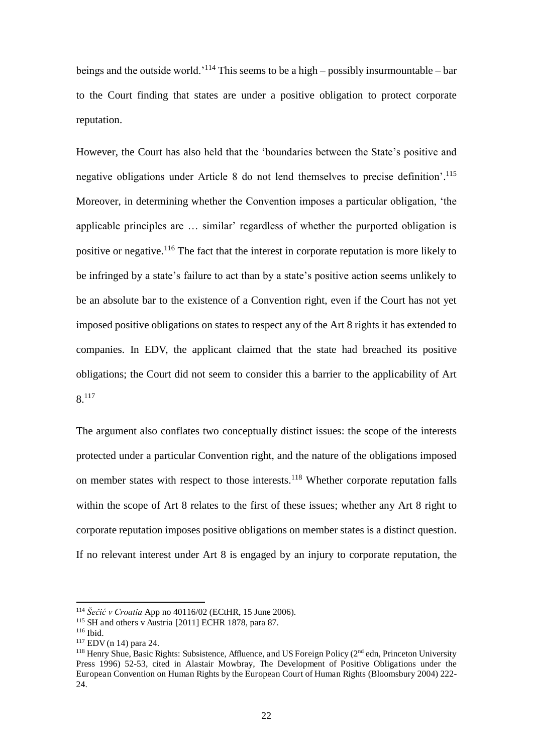beings and the outside world.'[114] This seems to be a high – possibly insurmountable – bar to the Court finding that states are under a positive obligation to protect corporate reputation.

However, the Court has also held that the 'boundaries between the State's positive and negative obligations under Article 8 do not lend themselves to precise definition'.[115] Moreover, in determining whether the Convention imposes a particular obligation, 'the applicable principles are … similar' regardless of whether the purported obligation is positive or negative.[116] The fact that the interest in corporate reputation is more likely to be infringed by a state's failure to act than by a state's positive action seems unlikely to be an absolute bar to the existence of a Convention right, even if the Court has not yet imposed positive obligations on states to respect any of the Art 8 rights it has extended to companies. In EDV, the applicant claimed that the state had breached its positive obligations; the Court did not seem to consider this a barrier to the applicability of Art 8.[117]

The argument also conflates two conceptually distinct issues: the scope of the interests protected under a particular Convention right, and the nature of the obligations imposed on member states with respect to those interests.[118] Whether corporate reputation falls within the scope of Art 8 relates to the first of these issues; whether any Art 8 right to corporate reputation imposes positive obligations on member states is a distinct question. If no relevant interest under Art 8 is engaged by an injury to corporate reputation, the

---

[114] *Šečić v Croatia* App no 40116/02 (ECtHR, 15 June 2006).

[115] SH and others v Austria [2011] ECHR 1878, para 87.

[116] Ibid.

[117] EDV (n 14) para 24.

[118] Henry Shue, Basic Rights: Subsistence, Affluence, and US Foreign Policy (2nd edn, Princeton University Press 1996) 52-53, cited in Alastair Mowbray, The Development of Positive Obligations under the European Convention on Human Rights by the European Court of Human Rights (Bloomsbury 2004) 222-24.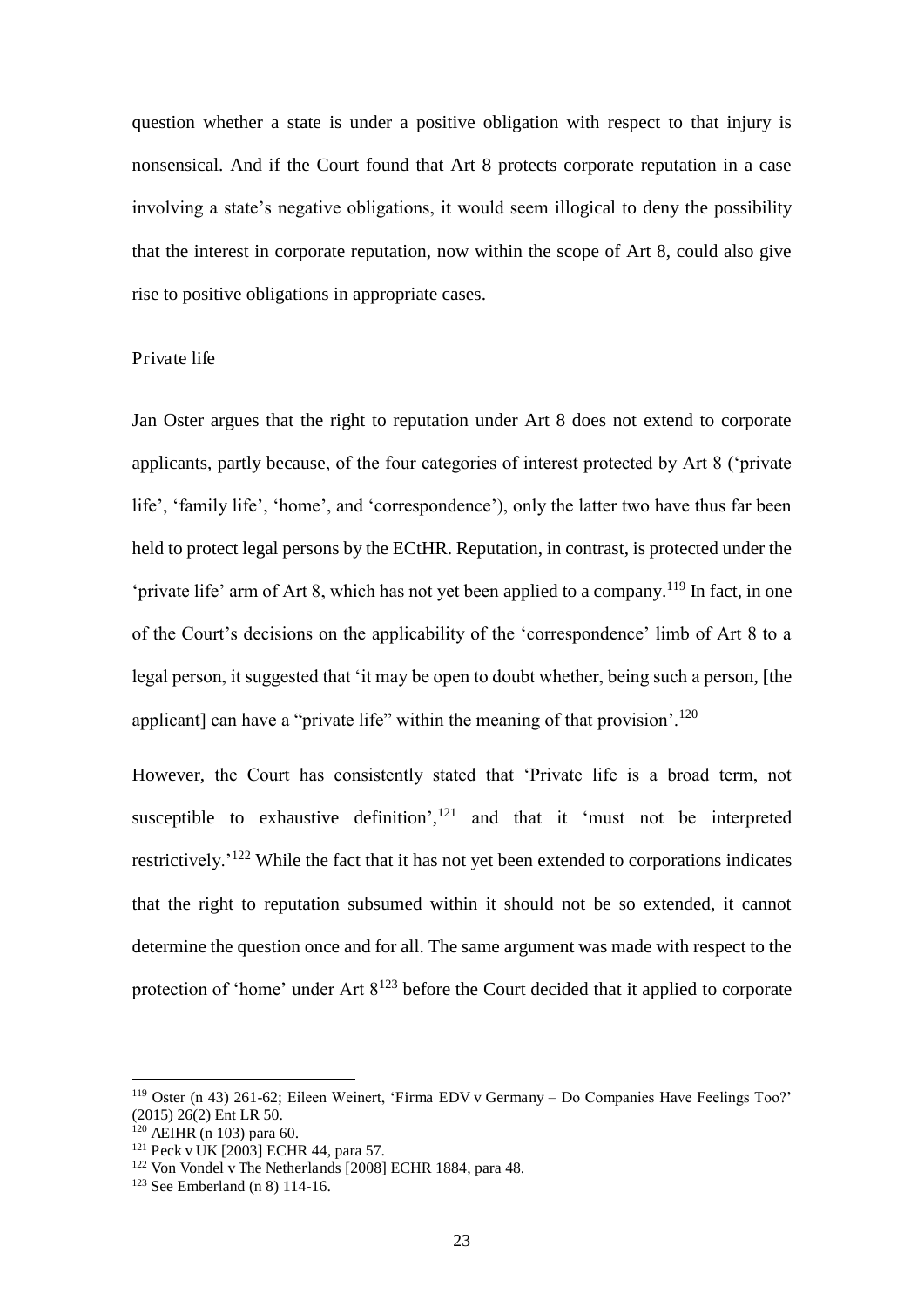question whether a state is under a positive obligation with respect to that injury is nonsensical. And if the Court found that Art 8 protects corporate reputation in a case involving a state's negative obligations, it would seem illogical to deny the possibility that the interest in corporate reputation, now within the scope of Art 8, could also give rise to positive obligations in appropriate cases.

### Private life

Jan Oster argues that the right to reputation under Art 8 does not extend to corporate applicants, partly because, of the four categories of interest protected by Art 8 ('private life', 'family life', 'home', and 'correspondence'), only the latter two have thus far been held to protect legal persons by the ECtHR. Reputation, in contrast, is protected under the 'private life' arm of Art 8, which has not yet been applied to a company.[119] In fact, in one of the Court's decisions on the applicability of the 'correspondence' limb of Art 8 to a legal person, it suggested that 'it may be open to doubt whether, being such a person, [the applicant] can have a "private life" within the meaning of that provision'.[120]

However, the Court has consistently stated that 'Private life is a broad term, not susceptible to exhaustive definition',[121] and that it 'must not be interpreted restrictively.'[122] While the fact that it has not yet been extended to corporations indicates that the right to reputation subsumed within it should not be so extended, it cannot determine the question once and for all. The same argument was made with respect to the protection of 'home' under Art 8[123] before the Court decided that it applied to corporate

[119] Oster (n 43) 261-62; Eileen Weinert, 'Firma EDV v Germany – Do Companies Have Feelings Too?' (2015) 26(2) Ent LR 50.

[120] AEIHR (n 103) para 60.

[121] Peck v UK [2003] ECHR 44, para 57.

[122] Von Vondel v The Netherlands [2008] ECHR 1884, para 48.

[123] See Emberland (n 8) 114-16.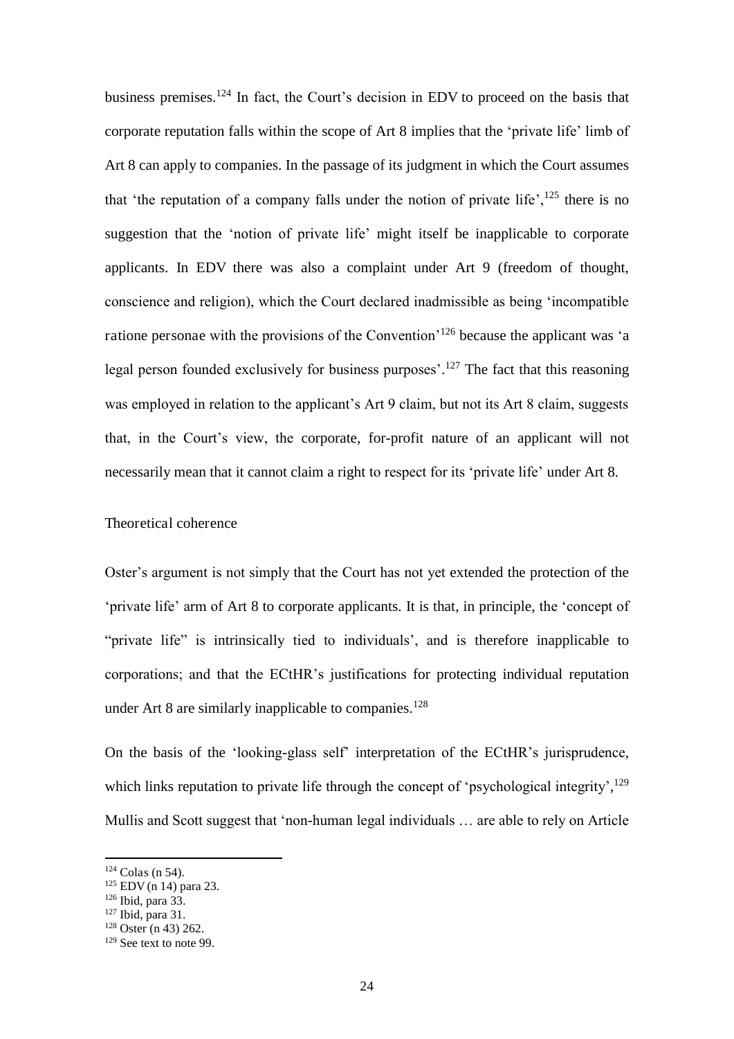business premises.[124] In fact, the Court's decision in EDV to proceed on the basis that corporate reputation falls within the scope of Art 8 implies that the 'private life' limb of Art 8 can apply to companies. In the passage of its judgment in which the Court assumes that 'the reputation of a company falls under the notion of private life',[125] there is no suggestion that the 'notion of private life' might itself be inapplicable to corporate applicants. In EDV there was also a complaint under Art 9 (freedom of thought, conscience and religion), which the Court declared inadmissible as being 'incompatible *ratione personae* with the provisions of the Convention'[126] because the applicant was 'a legal person founded exclusively for business purposes'.[127] The fact that this reasoning was employed in relation to the applicant's Art 9 claim, but not its Art 8 claim, suggests that, in the Court's view, the corporate, for-profit nature of an applicant will not necessarily mean that it cannot claim a right to respect for its 'private life' under Art 8.

### Theoretical coherence

Oster's argument is not simply that the Court has not yet extended the protection of the 'private life' arm of Art 8 to corporate applicants. It is that, in principle, the 'concept of "private life" is intrinsically tied to individuals', and is therefore inapplicable to corporations; and that the ECtHR's justifications for protecting individual reputation under Art 8 are similarly inapplicable to companies.[128]

On the basis of the 'looking-glass self' interpretation of the ECtHR's jurisprudence, which links reputation to private life through the concept of 'psychological integrity',[129] Mullis and Scott suggest that 'non-human legal individuals … are able to rely on Article

---

[124] Colas (n 54).

[125] EDV (n 14) para 23.

[126] Ibid, para 33.

[127] Ibid, para 31.

[128] Oster (n 43) 262.

[129] See text to note 99.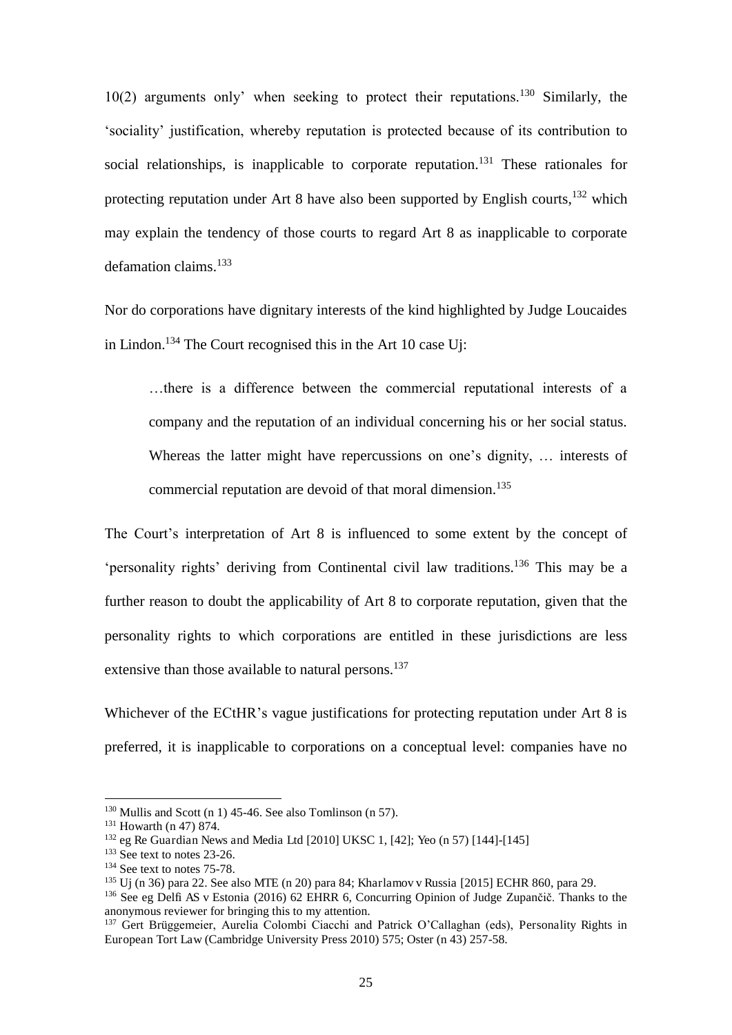10(2) arguments only' when seeking to protect their reputations.[130] Similarly, the 'sociality' justification, whereby reputation is protected because of its contribution to social relationships, is inapplicable to corporate reputation.[131] These rationales for protecting reputation under Art 8 have also been supported by English courts,[132] which may explain the tendency of those courts to regard Art 8 as inapplicable to corporate defamation claims.[133]

Nor do corporations have dignitary interests of the kind highlighted by Judge Loucaides in Lindon.[134] The Court recognised this in the Art 10 case Uj:

> …there is a difference between the commercial reputational interests of a company and the reputation of an individual concerning his or her social status. Whereas the latter might have repercussions on one's dignity, … interests of commercial reputation are devoid of that moral dimension.[135]

The Court's interpretation of Art 8 is influenced to some extent by the concept of 'personality rights' deriving from Continental civil law traditions.[136] This may be a further reason to doubt the applicability of Art 8 to corporate reputation, given that the personality rights to which corporations are entitled in these jurisdictions are less extensive than those available to natural persons.[137]

Whichever of the ECtHR's vague justifications for protecting reputation under Art 8 is preferred, it is inapplicable to corporations on a conceptual level: companies have no

---

[130] Mullis and Scott (n 1) 45-46. See also Tomlinson (n 57).

[131] Howarth (n 47) 874.

[132] eg Re Guardian News and Media Ltd [2010] UKSC 1, [42]; Yeo (n 57) [144]-[145]

[133] See text to notes 23-26.

[134] See text to notes 75-78.

[135] Uj (n 36) para 22. See also MTE (n 20) para 84; Kharlamov v Russia [2015] ECHR 860, para 29.

[136] See eg Delfi AS v Estonia (2016) 62 EHRR 6, Concurring Opinion of Judge Zupančič. Thanks to the anonymous reviewer for bringing this to my attention.

[137] Gert Brüggemeier, Aurelia Colombi Ciacchi and Patrick O'Callaghan (eds), Personality Rights in European Tort Law (Cambridge University Press 2010) 575; Oster (n 43) 257-58.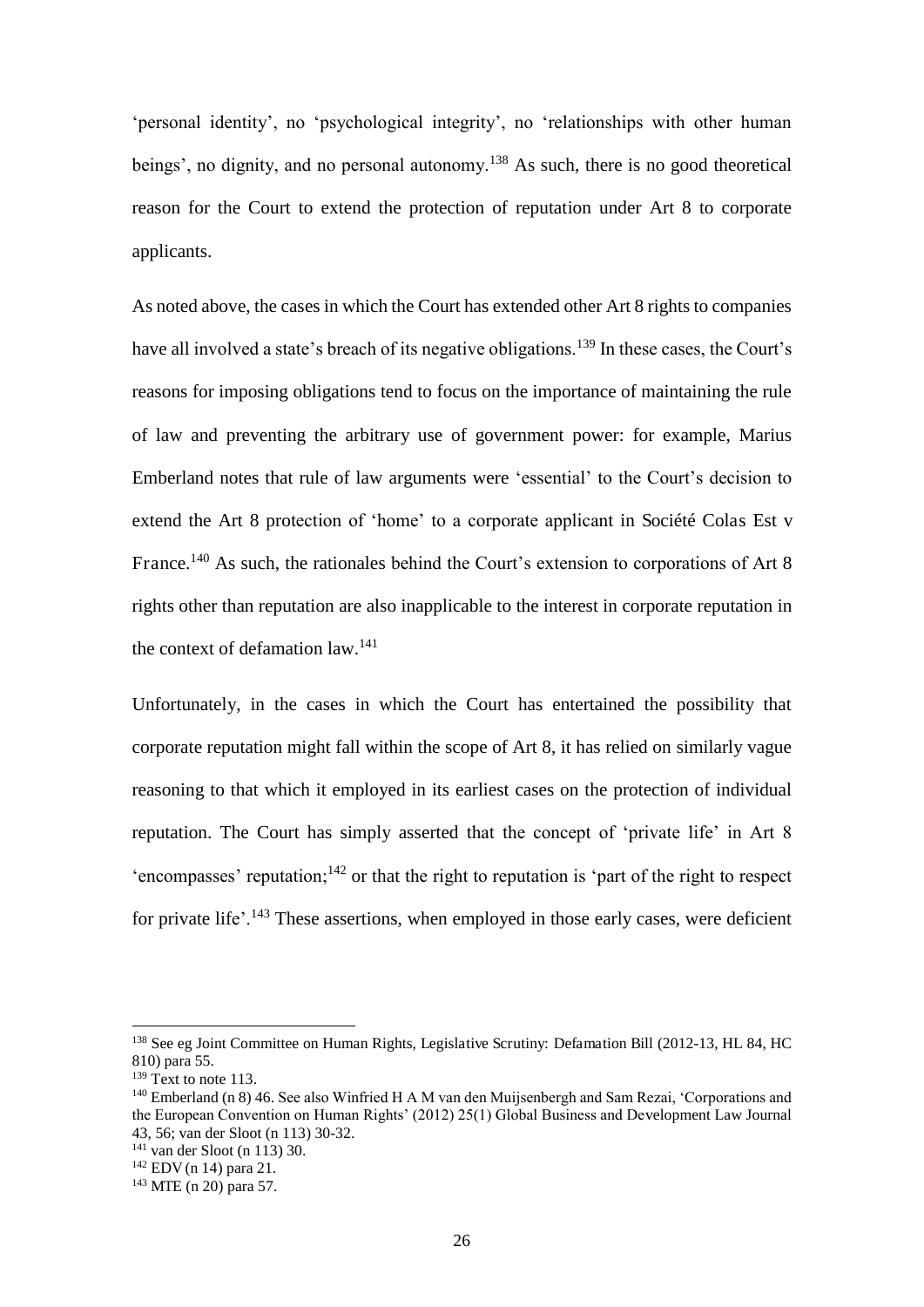'personal identity', no 'psychological integrity', no 'relationships with other human beings', no dignity, and no personal autonomy.[138] As such, there is no good theoretical reason for the Court to extend the protection of reputation under Art 8 to corporate applicants.

As noted above, the cases in which the Court has extended other Art 8 rights to companies have all involved a state's breach of its negative obligations.[139] In these cases, the Court's reasons for imposing obligations tend to focus on the importance of maintaining the rule of law and preventing the arbitrary use of government power: for example, Marius Emberland notes that rule of law arguments were 'essential' to the Court's decision to extend the Art 8 protection of 'home' to a corporate applicant in Société Colas Est v France.[140] As such, the rationales behind the Court's extension to corporations of Art 8 rights other than reputation are also inapplicable to the interest in corporate reputation in the context of defamation law.[141]

Unfortunately, in the cases in which the Court has entertained the possibility that corporate reputation might fall within the scope of Art 8, it has relied on similarly vague reasoning to that which it employed in its earliest cases on the protection of individual reputation. The Court has simply asserted that the concept of 'private life' in Art 8 'encompasses' reputation;[142] or that the right to reputation is 'part of the right to respect for private life'.[143] These assertions, when employed in those early cases, were deficient

---

[138] See eg Joint Committee on Human Rights, Legislative Scrutiny: Defamation Bill (2012-13, HL 84, HC 810) para 55.

[139] Text to note 113.

[140] Emberland (n 8) 46. See also Winfried H A M van den Muijsenbergh and Sam Rezai, 'Corporations and the European Convention on Human Rights' (2012) 25(1) Global Business and Development Law Journal 43, 56; van der Sloot (n 113) 30-32.

[141] van der Sloot (n 113) 30.

[142] EDV (n 14) para 21.

[143] MTE (n 20) para 57.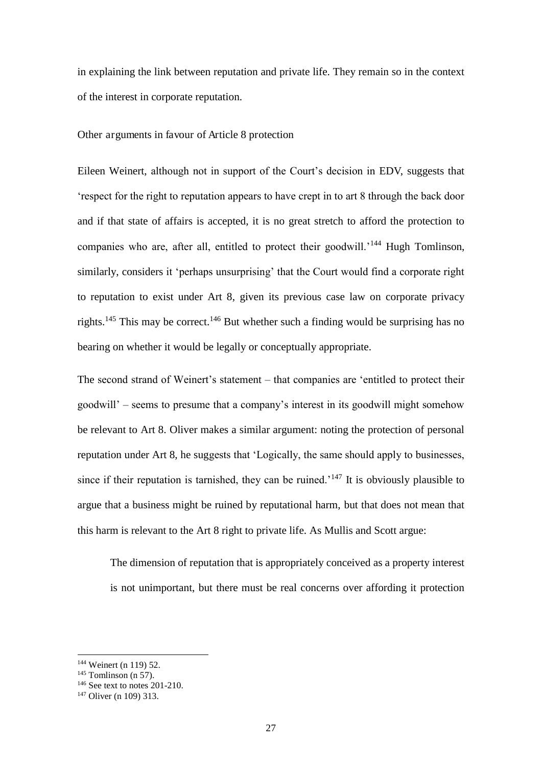in explaining the link between reputation and private life. They remain so in the context of the interest in corporate reputation.

### Other arguments in favour of Article 8 protection

Eileen Weinert, although not in support of the Court's decision in EDV, suggests that 'respect for the right to reputation appears to have crept in to art 8 through the back door and if that state of affairs is accepted, it is no great stretch to afford the protection to companies who are, after all, entitled to protect their goodwill.'[144] Hugh Tomlinson, similarly, considers it 'perhaps unsurprising' that the Court would find a corporate right to reputation to exist under Art 8, given its previous case law on corporate privacy rights.[145] This may be correct.[146] But whether such a finding would be surprising has no bearing on whether it would be legally or conceptually appropriate.

The second strand of Weinert's statement – that companies are 'entitled to protect their goodwill' – seems to presume that a company's interest in its goodwill might somehow be relevant to Art 8. Oliver makes a similar argument: noting the protection of personal reputation under Art 8, he suggests that 'Logically, the same should apply to businesses, since if their reputation is tarnished, they can be ruined.'[147] It is obviously plausible to argue that a business might be ruined by reputational harm, but that does not mean that this harm is relevant to the Art 8 right to private life. As Mullis and Scott argue:

> The dimension of reputation that is appropriately conceived as a property interest is not unimportant, but there must be real concerns over affording it protection

---

[144] Weinert (n 119) 52.

[145] Tomlinson (n 57).

[146] See text to notes 201-210.

[147] Oliver (n 109) 313.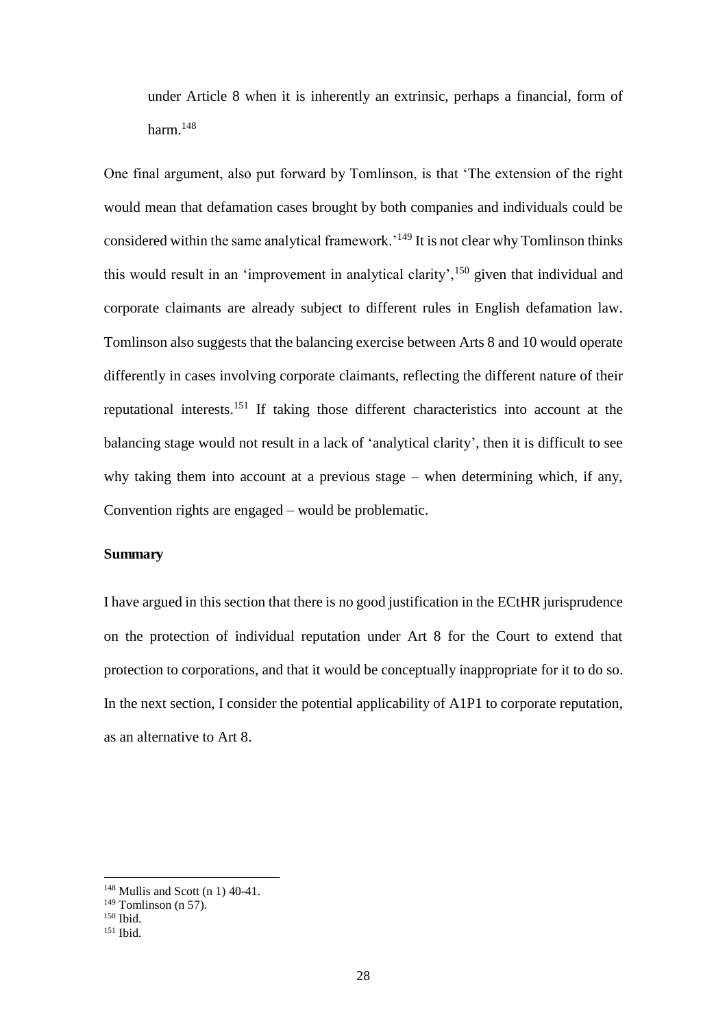under Article 8 when it is inherently an extrinsic, perhaps a financial, form of harm.[148]

One final argument, also put forward by Tomlinson, is that 'The extension of the right would mean that defamation cases brought by both companies and individuals could be considered within the same analytical framework.'[149] It is not clear why Tomlinson thinks this would result in an 'improvement in analytical clarity',[150] given that individual and corporate claimants are already subject to different rules in English defamation law. Tomlinson also suggests that the balancing exercise between Arts 8 and 10 would operate differently in cases involving corporate claimants, reflecting the different nature of their reputational interests.[151] If taking those different characteristics into account at the balancing stage would not result in a lack of 'analytical clarity', then it is difficult to see why taking them into account at a previous stage – when determining which, if any, Convention rights are engaged – would be problematic.

**Summary**

I have argued in this section that there is no good justification in the ECtHR jurisprudence on the protection of individual reputation under Art 8 for the Court to extend that protection to corporations, and that it would be conceptually inappropriate for it to do so. In the next section, I consider the potential applicability of A1P1 to corporate reputation, as an alternative to Art 8.

---

[148] Mullis and Scott (n 1) 40-41.

[149] Tomlinson (n 57).

[150] Ibid.

[151] Ibid.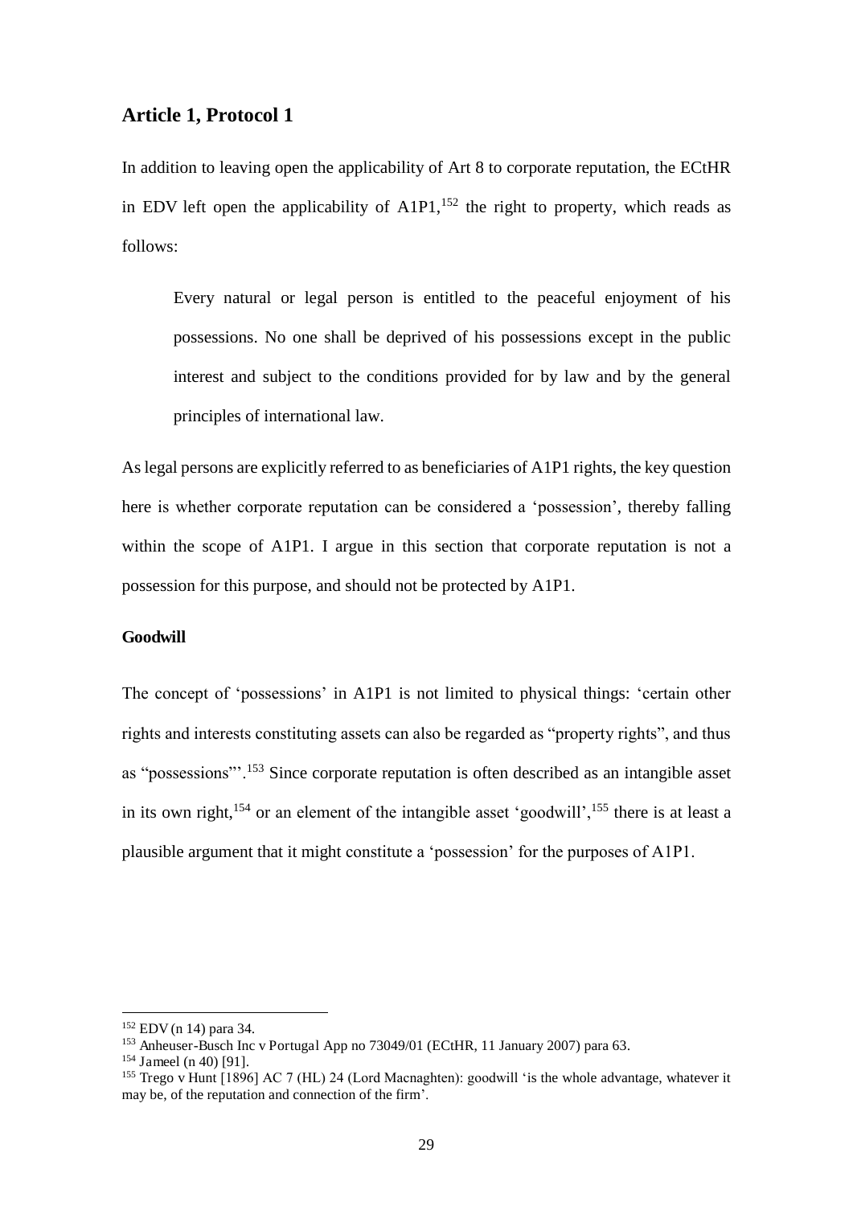## Article 1, Protocol 1

In addition to leaving open the applicability of Art 8 to corporate reputation, the ECtHR in EDV left open the applicability of A1P1,[152] the right to property, which reads as follows:

> Every natural or legal person is entitled to the peaceful enjoyment of his possessions. No one shall be deprived of his possessions except in the public interest and subject to the conditions provided for by law and by the general principles of international law.

As legal persons are explicitly referred to as beneficiaries of A1P1 rights, the key question here is whether corporate reputation can be considered a 'possession', thereby falling within the scope of A1P1. I argue in this section that corporate reputation is not a possession for this purpose, and should not be protected by A1P1.

### Goodwill

The concept of 'possessions' in A1P1 is not limited to physical things: 'certain other rights and interests constituting assets can also be regarded as "property rights", and thus as "possessions"'.[153] Since corporate reputation is often described as an intangible asset in its own right,[154] or an element of the intangible asset 'goodwill',[155] there is at least a plausible argument that it might constitute a 'possession' for the purposes of A1P1.

---

[152] EDV (n 14) para 34.

[153] Anheuser-Busch Inc v Portugal App no 73049/01 (ECtHR, 11 January 2007) para 63.

[154] Jameel (n 40) [91].

[155] Trego v Hunt [1896] AC 7 (HL) 24 (Lord Macnaghten): goodwill 'is the whole advantage, whatever it may be, of the reputation and connection of the firm'.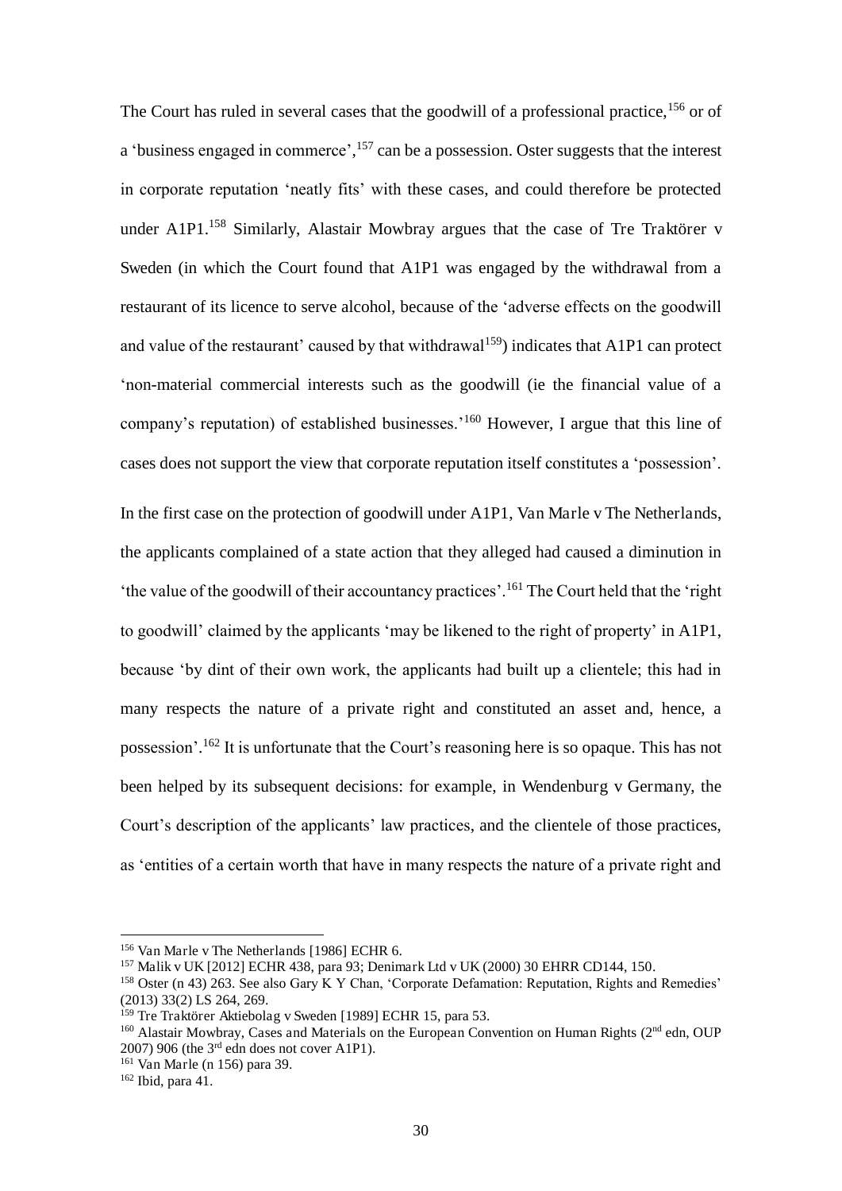The Court has ruled in several cases that the goodwill of a professional practice,[156] or of a 'business engaged in commerce',[157] can be a possession. Oster suggests that the interest in corporate reputation 'neatly fits' with these cases, and could therefore be protected under A1P1.[158] Similarly, Alastair Mowbray argues that the case of Tre Traktörer v Sweden (in which the Court found that A1P1 was engaged by the withdrawal from a restaurant of its licence to serve alcohol, because of the 'adverse effects on the goodwill and value of the restaurant' caused by that withdrawal[159]) indicates that A1P1 can protect 'non-material commercial interests such as the goodwill (ie the financial value of a company's reputation) of established businesses.'[160] However, I argue that this line of cases does not support the view that corporate reputation itself constitutes a 'possession'.

In the first case on the protection of goodwill under A1P1, Van Marle v The Netherlands, the applicants complained of a state action that they alleged had caused a diminution in 'the value of the goodwill of their accountancy practices'.[161] The Court held that the 'right to goodwill' claimed by the applicants 'may be likened to the right of property' in A1P1, because 'by dint of their own work, the applicants had built up a clientele; this had in many respects the nature of a private right and constituted an asset and, hence, a possession'.[162] It is unfortunate that the Court's reasoning here is so opaque. This has not been helped by its subsequent decisions: for example, in Wendenburg v Germany, the Court's description of the applicants' law practices, and the clientele of those practices, as 'entities of a certain worth that have in many respects the nature of a private right and

---

[156] Van Marle v The Netherlands [1986] ECHR 6.

[157] Malik v UK [2012] ECHR 438, para 93; Denimark Ltd v UK (2000) 30 EHRR CD144, 150.

[158] Oster (n 43) 263. See also Gary K Y Chan, 'Corporate Defamation: Reputation, Rights and Remedies' (2013) 33(2) LS 264, 269.

[159] Tre Traktörer Aktiebolag v Sweden [1989] ECHR 15, para 53.

[160] Alastair Mowbray, Cases and Materials on the European Convention on Human Rights (2nd edn, OUP 2007) 906 (the 3rd edn does not cover A1P1).

[161] Van Marle (n 156) para 39.

[162] Ibid, para 41.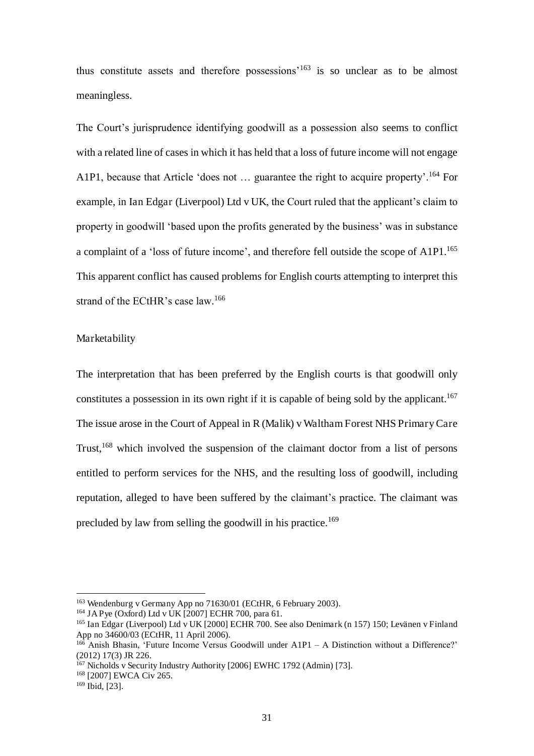thus constitute assets and therefore possessions'[163] is so unclear as to be almost meaningless.

The Court's jurisprudence identifying goodwill as a possession also seems to conflict with a related line of cases in which it has held that a loss of future income will not engage A1P1, because that Article 'does not … guarantee the right to acquire property'.[164] For example, in Ian Edgar (Liverpool) Ltd v UK, the Court ruled that the applicant's claim to property in goodwill 'based upon the profits generated by the business' was in substance a complaint of a 'loss of future income', and therefore fell outside the scope of A1P1.[165] This apparent conflict has caused problems for English courts attempting to interpret this strand of the ECtHR's case law.[166]

### Marketability

The interpretation that has been preferred by the English courts is that goodwill only constitutes a possession in its own right if it is capable of being sold by the applicant.[167] The issue arose in the Court of Appeal in R (Malik) v Waltham Forest NHS Primary Care Trust,[168] which involved the suspension of the claimant doctor from a list of persons entitled to perform services for the NHS, and the resulting loss of goodwill, including reputation, alleged to have been suffered by the claimant's practice. The claimant was precluded by law from selling the goodwill in his practice.[169]

---

[163] Wendenburg v Germany App no 71630/01 (ECtHR, 6 February 2003).

[164] JA Pye (Oxford) Ltd v UK [2007] ECHR 700, para 61.

[165] Ian Edgar (Liverpool) Ltd v UK [2000] ECHR 700. See also Denimark (n 157) 150; Levänen v Finland App no 34600/03 (ECtHR, 11 April 2006).

[166] Anish Bhasin, 'Future Income Versus Goodwill under A1P1 – A Distinction without a Difference?' (2012) 17(3) JR 226.

[167] Nicholds v Security Industry Authority [2006] EWHC 1792 (Admin) [73].

[168] [2007] EWCA Civ 265.

[169] Ibid, [23].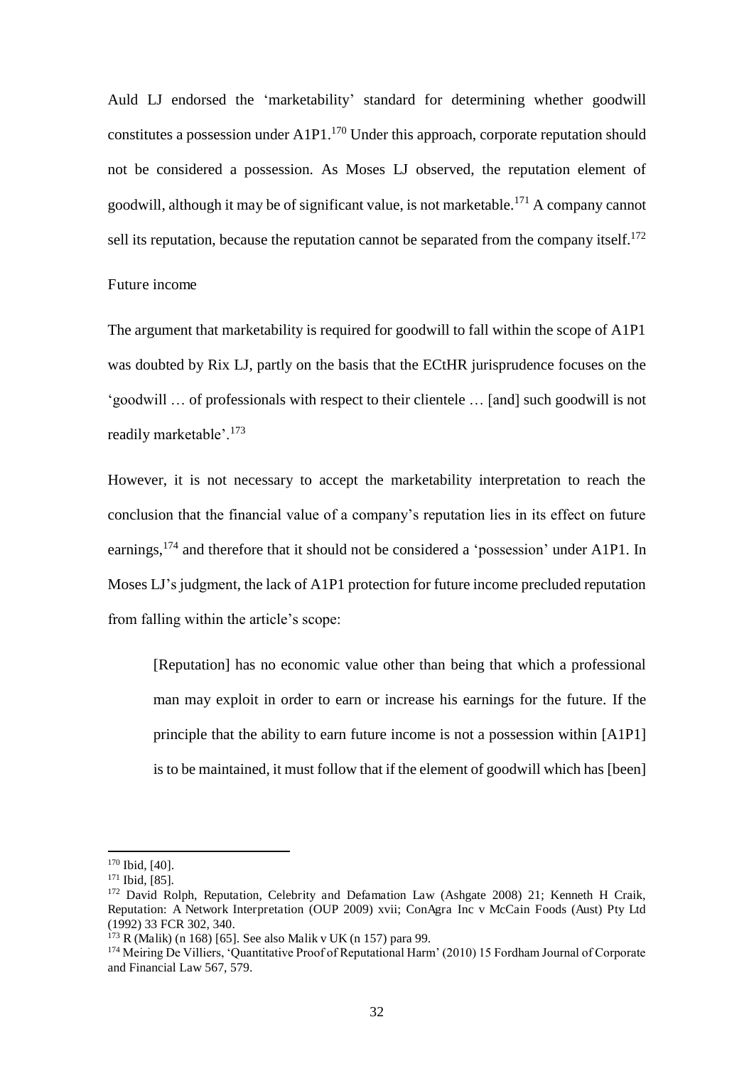Auld LJ endorsed the 'marketability' standard for determining whether goodwill constitutes a possession under A1P1.[170] Under this approach, corporate reputation should not be considered a possession. As Moses LJ observed, the reputation element of goodwill, although it may be of significant value, is not marketable.[171] A company cannot sell its reputation, because the reputation cannot be separated from the company itself.[172]

### Future income

The argument that marketability is required for goodwill to fall within the scope of A1P1 was doubted by Rix LJ, partly on the basis that the ECtHR jurisprudence focuses on the 'goodwill … of professionals with respect to their clientele … [and] such goodwill is not readily marketable'.[173]

However, it is not necessary to accept the marketability interpretation to reach the conclusion that the financial value of a company's reputation lies in its effect on future earnings,[174] and therefore that it should not be considered a 'possession' under A1P1. In Moses LJ's judgment, the lack of A1P1 protection for future income precluded reputation from falling within the article's scope:

> [Reputation] has no economic value other than being that which a professional man may exploit in order to earn or increase his earnings for the future. If the principle that the ability to earn future income is not a possession within [A1P1] is to be maintained, it must follow that if the element of goodwill which has [been]

---

[170] Ibid, [40].

[171] Ibid, [85].

[172] David Rolph, Reputation, Celebrity and Defamation Law (Ashgate 2008) 21; Kenneth H Craik, Reputation: A Network Interpretation (OUP 2009) xvii; ConAgra Inc v McCain Foods (Aust) Pty Ltd (1992) 33 FCR 302, 340.

[173] R (Malik) (n 168) [65]. See also Malik v UK (n 157) para 99.

[174] Meiring De Villiers, 'Quantitative Proof of Reputational Harm' (2010) 15 Fordham Journal of Corporate and Financial Law 567, 579.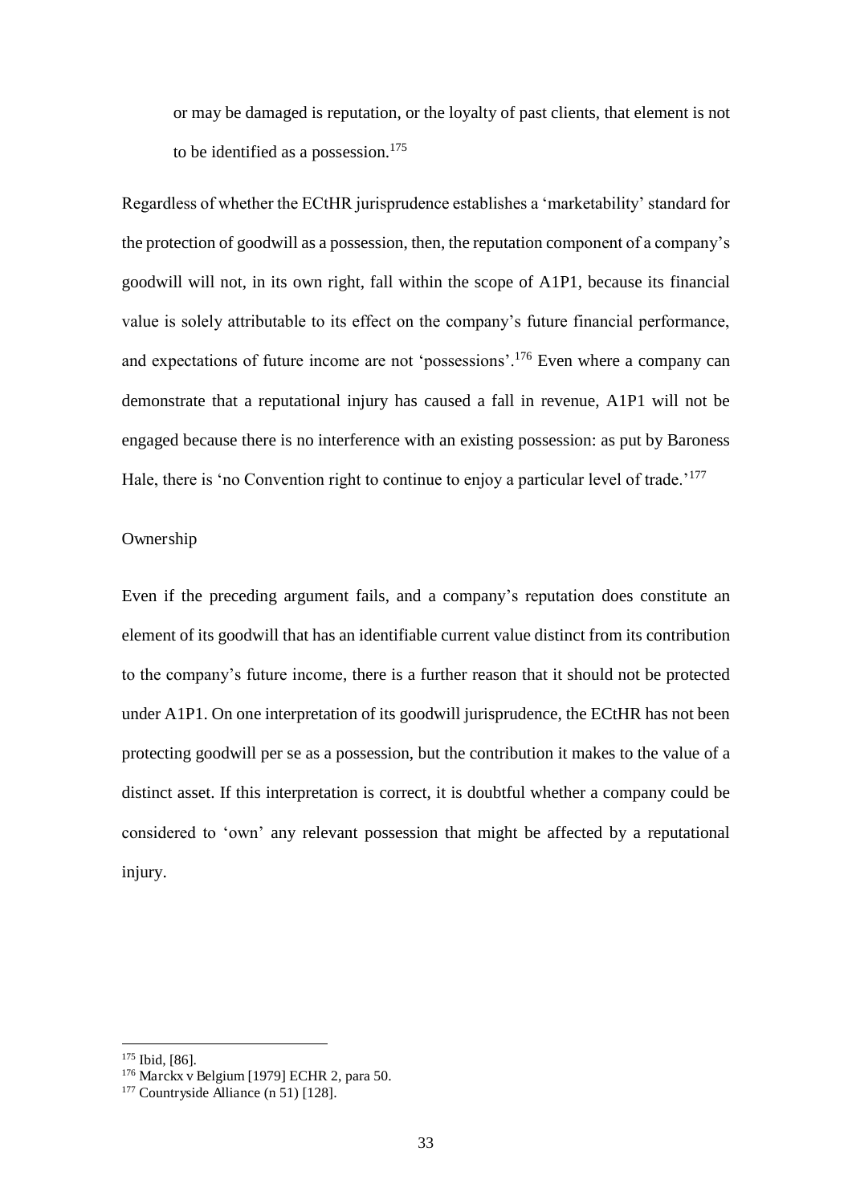or may be damaged is reputation, or the loyalty of past clients, that element is not to be identified as a possession.[175]

Regardless of whether the ECtHR jurisprudence establishes a 'marketability' standard for the protection of goodwill as a possession, then, the reputation component of a company's goodwill will not, in its own right, fall within the scope of A1P1, because its financial value is solely attributable to its effect on the company's future financial performance, and expectations of future income are not 'possessions'.[176] Even where a company can demonstrate that a reputational injury has caused a fall in revenue, A1P1 will not be engaged because there is no interference with an existing possession: as put by Baroness Hale, there is 'no Convention right to continue to enjoy a particular level of trade.'[177]

### Ownership

Even if the preceding argument fails, and a company's reputation does constitute an element of its goodwill that has an identifiable current value distinct from its contribution to the company's future income, there is a further reason that it should not be protected under A1P1. On one interpretation of its goodwill jurisprudence, the ECtHR has not been protecting goodwill per se as a possession, but the contribution it makes to the value of a distinct asset. If this interpretation is correct, it is doubtful whether a company could be considered to 'own' any relevant possession that might be affected by a reputational injury.

---

[175] Ibid, [86].

[176] Marckx v Belgium [1979] ECHR 2, para 50.

[177] Countryside Alliance (n 51) [128].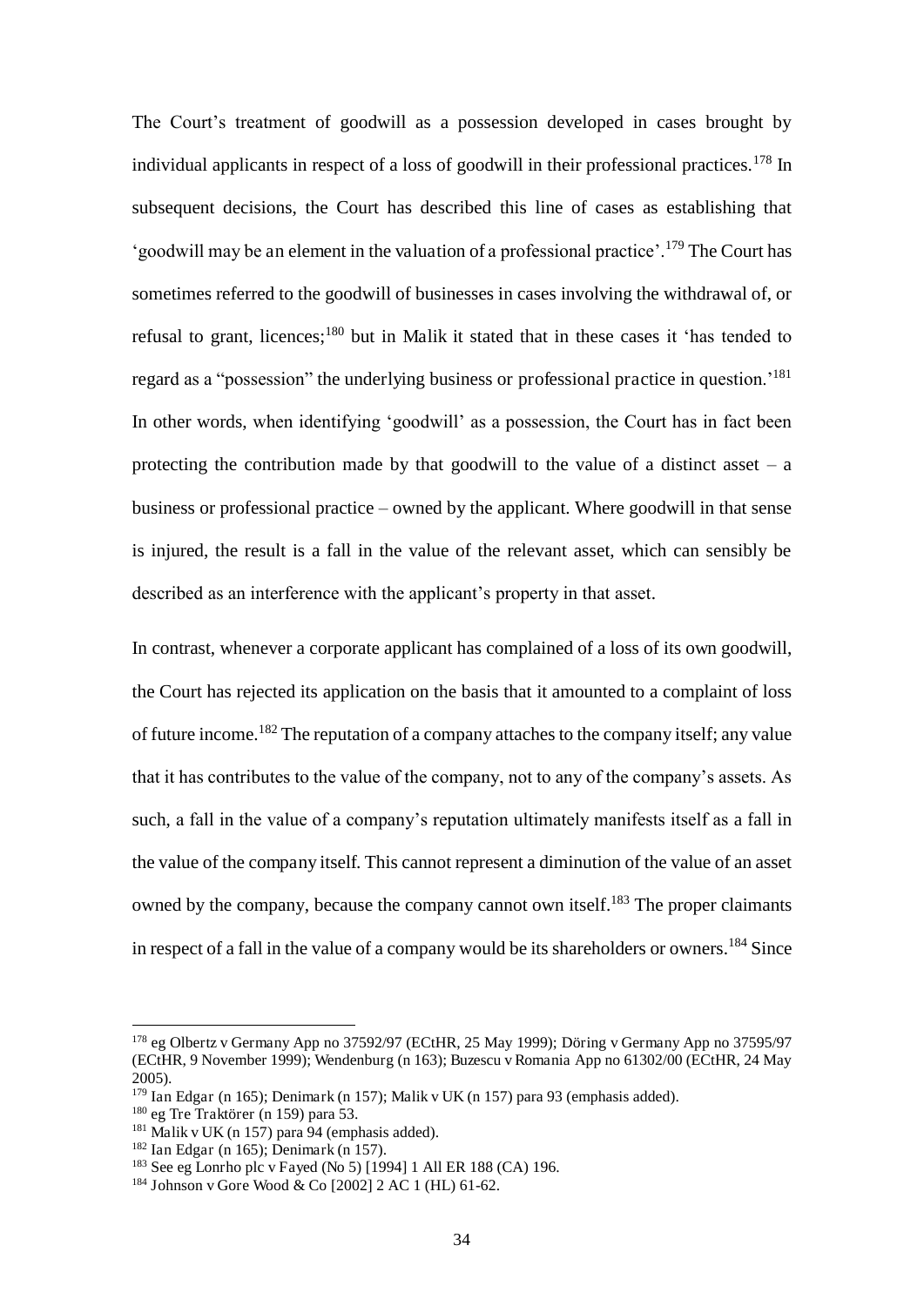The Court's treatment of goodwill as a possession developed in cases brought by individual applicants in respect of a loss of goodwill in their professional practices.[178] In subsequent decisions, the Court has described this line of cases as establishing that 'goodwill may be an element in the valuation of a professional practice'.[179] The Court has sometimes referred to the goodwill of businesses in cases involving the withdrawal of, or refusal to grant, licences;[180] but in Malik it stated that in these cases it 'has tended to regard as a "possession" the underlying business or professional practice in question.'[181] In other words, when identifying 'goodwill' as a possession, the Court has in fact been protecting the contribution made by that goodwill to the value of a distinct asset – a business or professional practice – owned by the applicant. Where goodwill in that sense is injured, the result is a fall in the value of the relevant asset, which can sensibly be described as an interference with the applicant's property in that asset.

In contrast, whenever a corporate applicant has complained of a loss of its own goodwill, the Court has rejected its application on the basis that it amounted to a complaint of loss of future income.[182] The reputation of a company attaches to the company itself; any value that it has contributes to the value of the company, not to any of the company's assets. As such, a fall in the value of a company's reputation ultimately manifests itself as a fall in the value of the company itself. This cannot represent a diminution of the value of an asset owned by the company, because the company cannot own itself.[183] The proper claimants in respect of a fall in the value of a company would be its shareholders or owners.[184] Since

---

[178] eg Olbertz v Germany App no 37592/97 (ECtHR, 25 May 1999); Döring v Germany App no 37595/97 (ECtHR, 9 November 1999); Wendenburg (n 163); Buzescu v Romania App no 61302/00 (ECtHR, 24 May 2005).

[179] Ian Edgar (n 165); Denimark (n 157); Malik v UK (n 157) para 93 (emphasis added).

[180] eg Tre Traktörer (n 159) para 53.

[181] Malik v UK (n 157) para 94 (emphasis added).

[182] Ian Edgar (n 165); Denimark (n 157).

[183] See eg Lonrho plc v Fayed (No 5) [1994] 1 All ER 188 (CA) 196.

[184] Johnson v Gore Wood & Co [2002] 2 AC 1 (HL) 61-62.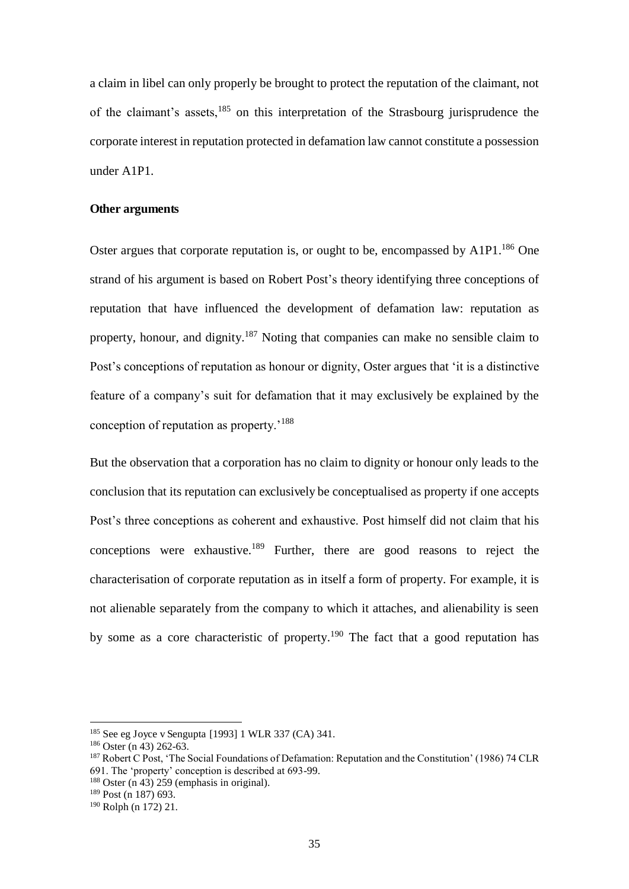a claim in libel can only properly be brought to protect the reputation of the claimant, not of the claimant's assets,[185] on this interpretation of the Strasbourg jurisprudence the corporate interest in reputation protected in defamation law cannot constitute a possession under A1P1.

**Other arguments**

Oster argues that corporate reputation is, or ought to be, encompassed by A1P1.[186] One strand of his argument is based on Robert Post's theory identifying three conceptions of reputation that have influenced the development of defamation law: reputation as property, honour, and dignity.[187] Noting that companies can make no sensible claim to Post's conceptions of reputation as honour or dignity, Oster argues that 'it is a distinctive feature of a company's suit for defamation that it may exclusively be explained by the conception of reputation as property.'[188]

But the observation that a corporation has no claim to dignity or honour only leads to the conclusion that its reputation can exclusively be conceptualised as property if one accepts Post's three conceptions as coherent and exhaustive. Post himself did not claim that his conceptions were exhaustive.[189] Further, there are good reasons to reject the characterisation of corporate reputation as in itself a form of property. For example, it is not alienable separately from the company to which it attaches, and alienability is seen by some as a core characteristic of property.[190] The fact that a good reputation has

---

[185] See eg Joyce v Sengupta [1993] 1 WLR 337 (CA) 341.

[186] Oster (n 43) 262-63.

[187] Robert C Post, 'The Social Foundations of Defamation: Reputation and the Constitution' (1986) 74 CLR 691. The 'property' conception is described at 693-99.

[188] Oster (n 43) 259 (emphasis in original).

[189] Post (n 187) 693.

[190] Rolph (n 172) 21.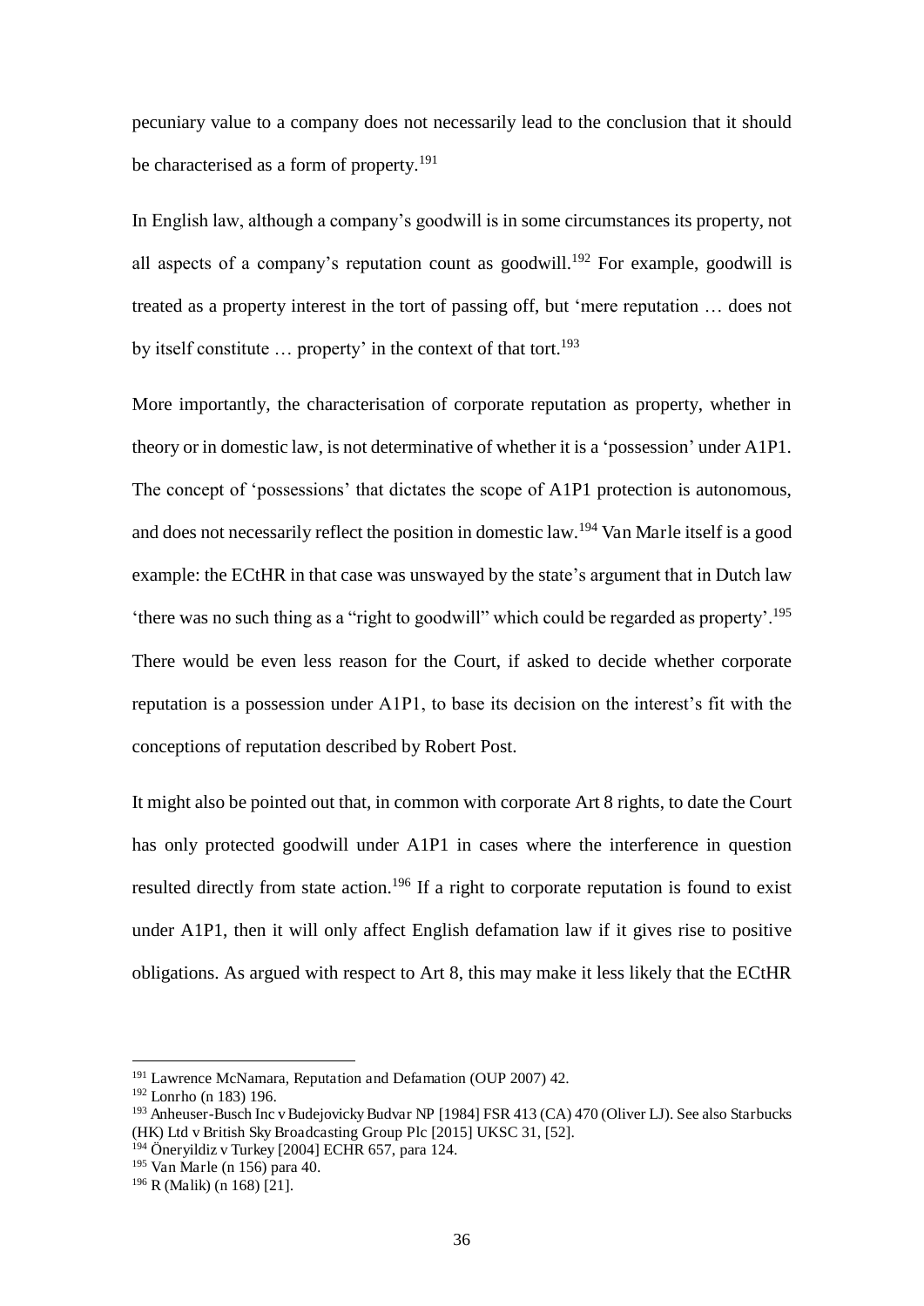pecuniary value to a company does not necessarily lead to the conclusion that it should be characterised as a form of property.[191]

In English law, although a company's goodwill is in some circumstances its property, not all aspects of a company's reputation count as goodwill.[192] For example, goodwill is treated as a property interest in the tort of passing off, but 'mere reputation … does not by itself constitute … property' in the context of that tort.[193]

More importantly, the characterisation of corporate reputation as property, whether in theory or in domestic law, is not determinative of whether it is a 'possession' under A1P1. The concept of 'possessions' that dictates the scope of A1P1 protection is autonomous, and does not necessarily reflect the position in domestic law.[194] Van Marle itself is a good example: the ECtHR in that case was unswayed by the state's argument that in Dutch law 'there was no such thing as a "right to goodwill" which could be regarded as property'.[195] There would be even less reason for the Court, if asked to decide whether corporate reputation is a possession under A1P1, to base its decision on the interest's fit with the conceptions of reputation described by Robert Post.

It might also be pointed out that, in common with corporate Art 8 rights, to date the Court has only protected goodwill under A1P1 in cases where the interference in question resulted directly from state action.[196] If a right to corporate reputation is found to exist under A1P1, then it will only affect English defamation law if it gives rise to positive obligations. As argued with respect to Art 8, this may make it less likely that the ECtHR

---

[191] Lawrence McNamara, Reputation and Defamation (OUP 2007) 42.

[192] Lonrho (n 183) 196.

[193] Anheuser-Busch Inc v Budejovicky Budvar NP [1984] FSR 413 (CA) 470 (Oliver LJ). See also Starbucks (HK) Ltd v British Sky Broadcasting Group Plc [2015] UKSC 31, [52].

[194] Öneryildiz v Turkey [2004] ECHR 657, para 124.

[195] Van Marle (n 156) para 40.

[196] R (Malik) (n 168) [21].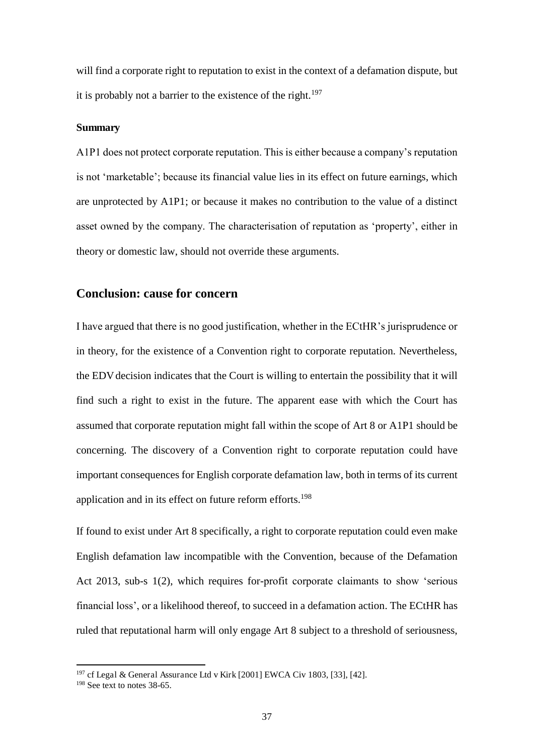will find a corporate right to reputation to exist in the context of a defamation dispute, but it is probably not a barrier to the existence of the right.[197]

**Summary**

A1P1 does not protect corporate reputation. This is either because a company's reputation is not 'marketable'; because its financial value lies in its effect on future earnings, which are unprotected by A1P1; or because it makes no contribution to the value of a distinct asset owned by the company. The characterisation of reputation as 'property', either in theory or domestic law, should not override these arguments.

## Conclusion: cause for concern

I have argued that there is no good justification, whether in the ECtHR's jurisprudence or in theory, for the existence of a Convention right to corporate reputation. Nevertheless, the EDV decision indicates that the Court is willing to entertain the possibility that it will find such a right to exist in the future. The apparent ease with which the Court has assumed that corporate reputation might fall within the scope of Art 8 or A1P1 should be concerning. The discovery of a Convention right to corporate reputation could have important consequences for English corporate defamation law, both in terms of its current application and in its effect on future reform efforts.[198]

If found to exist under Art 8 specifically, a right to corporate reputation could even make English defamation law incompatible with the Convention, because of the Defamation Act 2013, sub-s 1(2), which requires for-profit corporate claimants to show 'serious financial loss', or a likelihood thereof, to succeed in a defamation action. The ECtHR has ruled that reputational harm will only engage Art 8 subject to a threshold of seriousness,

[197] cf Legal & General Assurance Ltd v Kirk [2001] EWCA Civ 1803, [33], [42].

[198] See text to notes 38-65.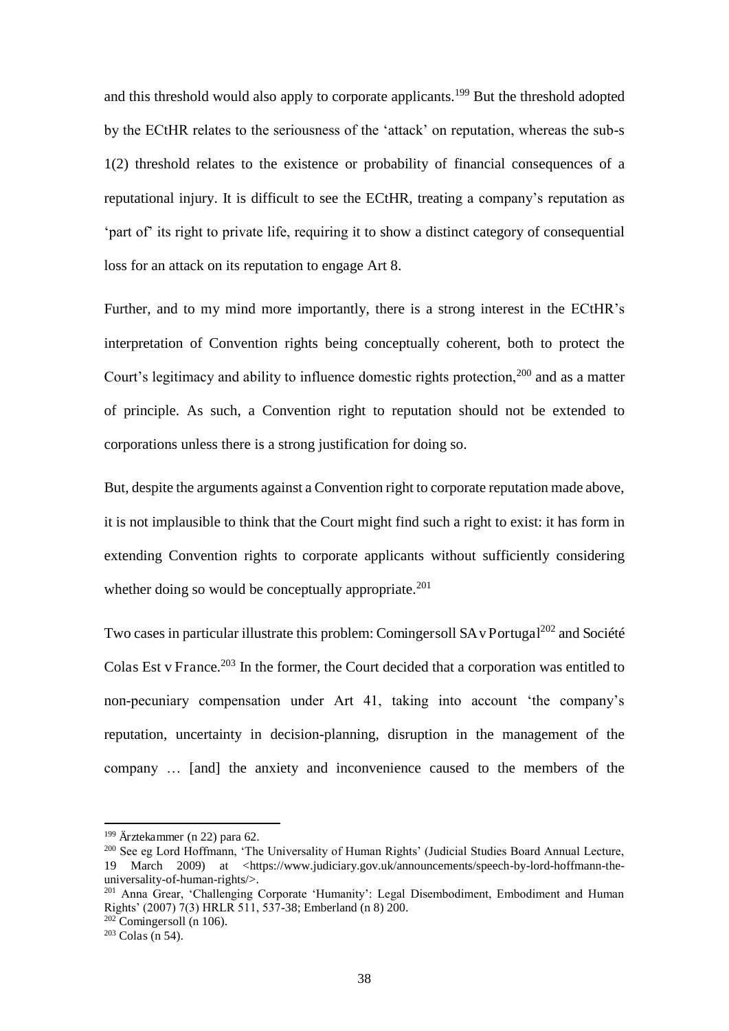and this threshold would also apply to corporate applicants.[199] But the threshold adopted by the ECtHR relates to the seriousness of the 'attack' on reputation, whereas the sub-s 1(2) threshold relates to the existence or probability of financial consequences of a reputational injury. It is difficult to see the ECtHR, treating a company's reputation as 'part of' its right to private life, requiring it to show a distinct category of consequential loss for an attack on its reputation to engage Art 8.

Further, and to my mind more importantly, there is a strong interest in the ECtHR's interpretation of Convention rights being conceptually coherent, both to protect the Court's legitimacy and ability to influence domestic rights protection,[200] and as a matter of principle. As such, a Convention right to reputation should not be extended to corporations unless there is a strong justification for doing so.

But, despite the arguments against a Convention right to corporate reputation made above, it is not implausible to think that the Court might find such a right to exist: it has form in extending Convention rights to corporate applicants without sufficiently considering whether doing so would be conceptually appropriate.[201]

Two cases in particular illustrate this problem: Comingersoll SA v Portugal[202] and Société Colas Est v France.[203] In the former, the Court decided that a corporation was entitled to non-pecuniary compensation under Art 41, taking into account 'the company's reputation, uncertainty in decision-planning, disruption in the management of the company … [and] the anxiety and inconvenience caused to the members of the

---

[199] Ärztekammer (n 22) para 62.

[200] See eg Lord Hoffmann, 'The Universality of Human Rights' (Judicial Studies Board Annual Lecture, 19 March 2009) at <https://www.judiciary.gov.uk/announcements/speech-by-lord-hoffmann-the-universality-of-human-rights/>.

[201] Anna Grear, 'Challenging Corporate 'Humanity': Legal Disembodiment, Embodiment and Human Rights' (2007) 7(3) HRLR 511, 537-38; Emberland (n 8) 200.

[202] Comingersoll (n 106).

[203] Colas (n 54).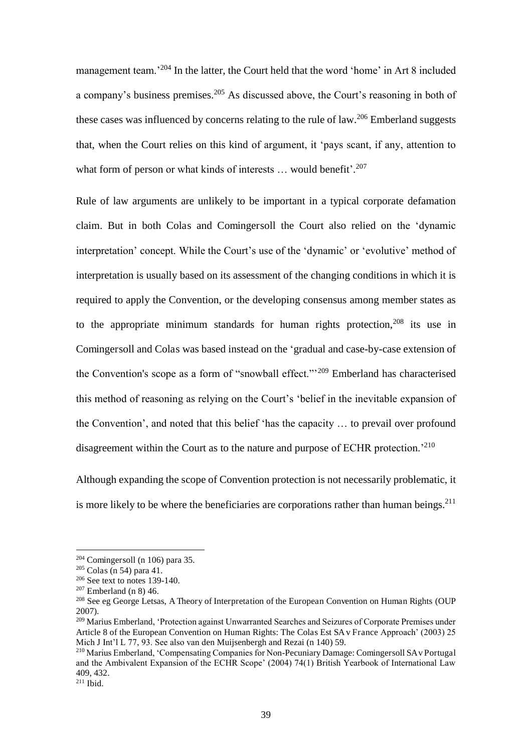management team.'[204] In the latter, the Court held that the word 'home' in Art 8 included a company's business premises.[205] As discussed above, the Court's reasoning in both of these cases was influenced by concerns relating to the rule of law.[206] Emberland suggests that, when the Court relies on this kind of argument, it 'pays scant, if any, attention to what form of person or what kinds of interests … would benefit'.[207]

Rule of law arguments are unlikely to be important in a typical corporate defamation claim. But in both Colas and Comingersoll the Court also relied on the 'dynamic interpretation' concept. While the Court's use of the 'dynamic' or 'evolutive' method of interpretation is usually based on its assessment of the changing conditions in which it is required to apply the Convention, or the developing consensus among member states as to the appropriate minimum standards for human rights protection,[208] its use in Comingersoll and Colas was based instead on the 'gradual and case-by-case extension of the Convention's scope as a form of "snowball effect."'[209] Emberland has characterised this method of reasoning as relying on the Court's 'belief in the inevitable expansion of the Convention', and noted that this belief 'has the capacity … to prevail over profound disagreement within the Court as to the nature and purpose of ECHR protection.'[210]

Although expanding the scope of Convention protection is not necessarily problematic, it is more likely to be where the beneficiaries are corporations rather than human beings.[211]

---

[204] Comingersoll (n 106) para 35.

[205] Colas (n 54) para 41.

[206] See text to notes 139-140.

[207] Emberland (n 8) 46.

[208] See eg George Letsas, A Theory of Interpretation of the European Convention on Human Rights (OUP 2007).

[209] Marius Emberland, 'Protection against Unwarranted Searches and Seizures of Corporate Premises under Article 8 of the European Convention on Human Rights: The Colas Est SA v France Approach' (2003) 25 Mich J Int'l L 77, 93. See also van den Muijsenbergh and Rezai (n 140) 59.

[210] Marius Emberland, 'Compensating Companies for Non-Pecuniary Damage: Comingersoll SA v Portugal and the Ambivalent Expansion of the ECHR Scope' (2004) 74(1) British Yearbook of International Law 409, 432.

[211] Ibid.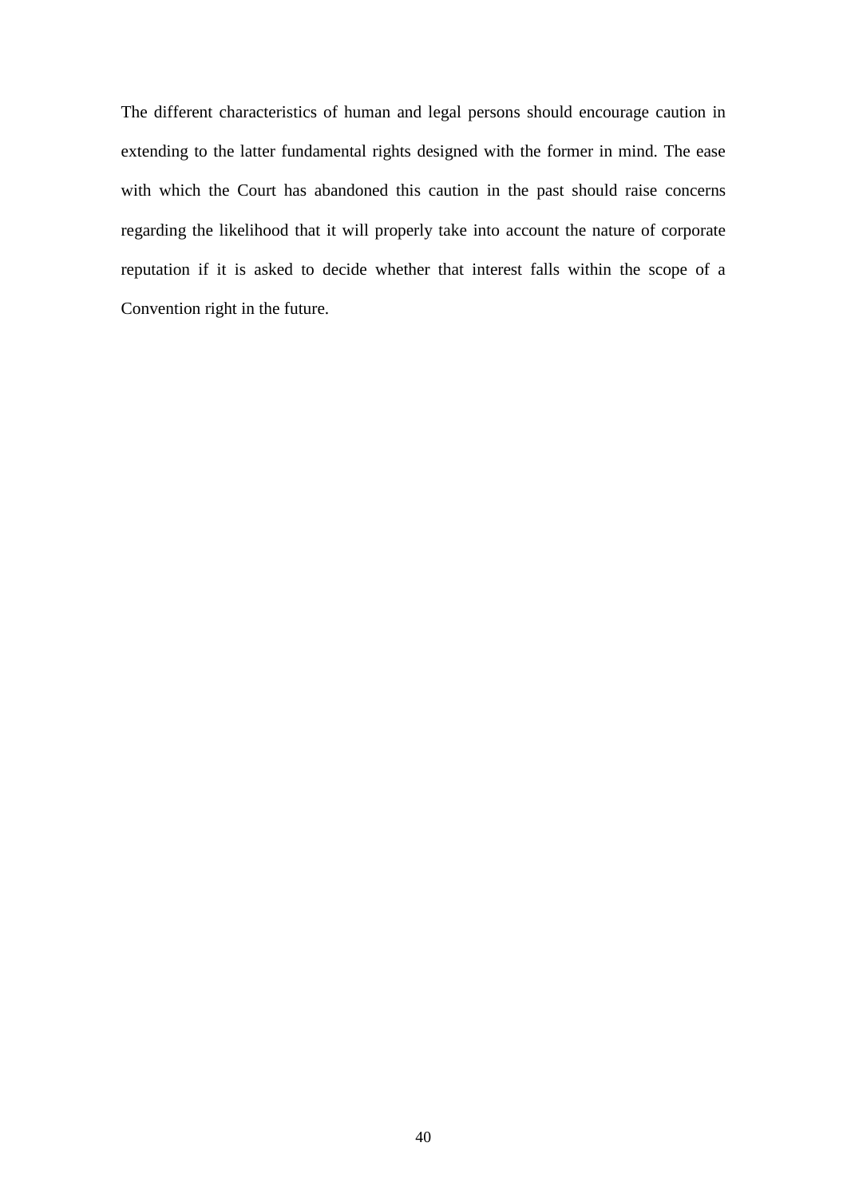The different characteristics of human and legal persons should encourage caution in extending to the latter fundamental rights designed with the former in mind. The ease with which the Court has abandoned this caution in the past should raise concerns regarding the likelihood that it will properly take into account the nature of corporate reputation if it is asked to decide whether that interest falls within the scope of a Convention right in the future.